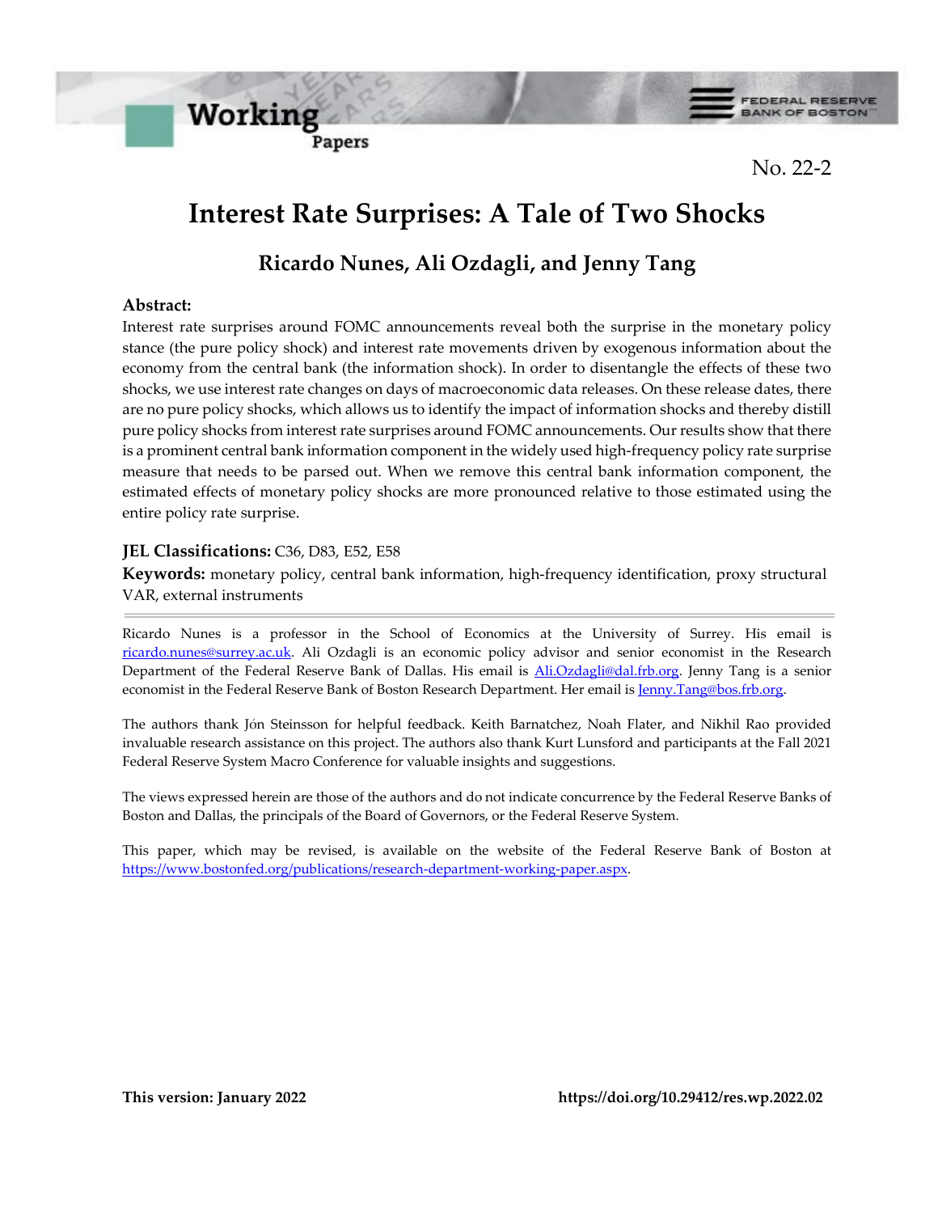Working Papers

FEDERAL RESERVE BANK OF BOSTON

No. 22-2

# Interest Rate Surprises: A Tale of Two Shocks

## Ricardo Nunes, Ali Ozdagli, and Jenny Tang

**Abstract:**

Interest rate surprises around FOMC announcements reveal both the surprise in the monetary policy stance (the pure policy shock) and interest rate movements driven by exogenous information about the economy from the central bank (the information shock). In order to disentangle the effects of these two shocks, we use interest rate changes on days of macroeconomic data releases. On these release dates, there are no pure policy shocks, which allows us to identify the impact of information shocks and thereby distill pure policy shocks from interest rate surprises around FOMC announcements. Our results show that there is a prominent central bank information component in the widely used high-frequency policy rate surprise measure that needs to be parsed out. When we remove this central bank information component, the estimated effects of monetary policy shocks are more pronounced relative to those estimated using the entire policy rate surprise.

**JEL Classifications:** C36, D83, E52, E58

**Keywords:** monetary policy, central bank information, high-frequency identification, proxy structural VAR, external instruments

---

Ricardo Nunes is a professor in the School of Economics at the University of Surrey. His email is ricardo.nunes@surrey.ac.uk. Ali Ozdagli is an economic policy advisor and senior economist in the Research Department of the Federal Reserve Bank of Dallas. His email is Ali.Ozdagli@dal.frb.org. Jenny Tang is a senior economist in the Federal Reserve Bank of Boston Research Department. Her email is Jenny.Tang@bos.frb.org.

The authors thank Jón Steinsson for helpful feedback. Keith Barnatchez, Noah Flater, and Nikhil Rao provided invaluable research assistance on this project. The authors also thank Kurt Lunsford and participants at the Fall 2021 Federal Reserve System Macro Conference for valuable insights and suggestions.

The views expressed herein are those of the authors and do not indicate concurrence by the Federal Reserve Banks of Boston and Dallas, the principals of the Board of Governors, or the Federal Reserve System.

This paper, which may be revised, is available on the website of the Federal Reserve Bank of Boston at https://www.bostonfed.org/publications/research-department-working-paper.aspx.

**This version: January 2022** **https://doi.org/10.29412/res.wp.2022.02**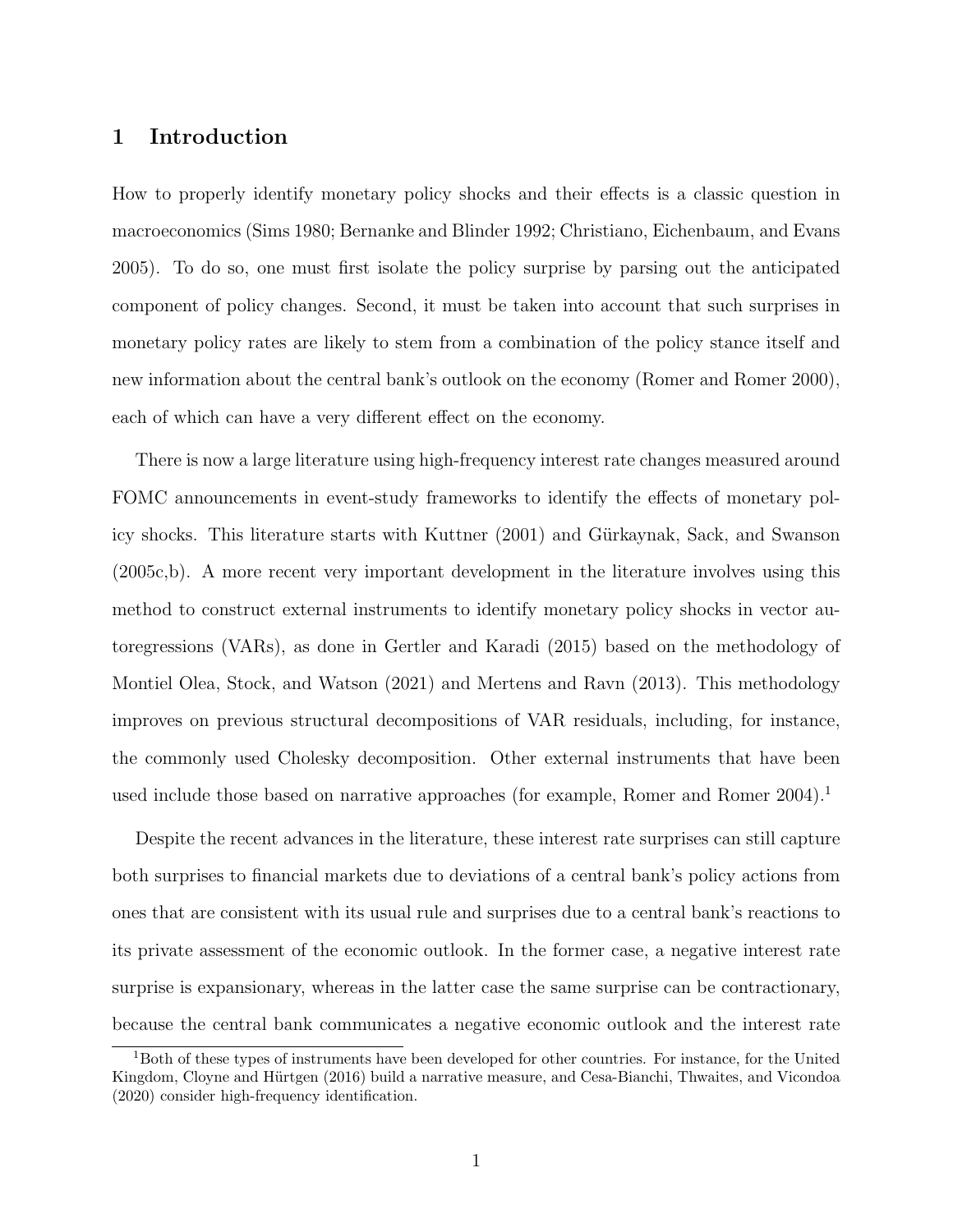# 1 Introduction

How to properly identify monetary policy shocks and their effects is a classic question in macroeconomics (Sims 1980; Bernanke and Blinder 1992; Christiano, Eichenbaum, and Evans 2005). To do so, one must first isolate the policy surprise by parsing out the anticipated component of policy changes. Second, it must be taken into account that such surprises in monetary policy rates are likely to stem from a combination of the policy stance itself and new information about the central bank's outlook on the economy (Romer and Romer 2000), each of which can have a very different effect on the economy.

There is now a large literature using high-frequency interest rate changes measured around FOMC announcements in event-study frameworks to identify the effects of monetary policy shocks. This literature starts with Kuttner (2001) and Gürkaynak, Sack, and Swanson (2005c,b). A more recent very important development in the literature involves using this method to construct external instruments to identify monetary policy shocks in vector autoregressions (VARs), as done in Gertler and Karadi (2015) based on the methodology of Montiel Olea, Stock, and Watson (2021) and Mertens and Ravn (2013). This methodology improves on previous structural decompositions of VAR residuals, including, for instance, the commonly used Cholesky decomposition. Other external instruments that have been used include those based on narrative approaches (for example, Romer and Romer 2004).[1]

Despite the recent advances in the literature, these interest rate surprises can still capture both surprises to financial markets due to deviations of a central bank's policy actions from ones that are consistent with its usual rule and surprises due to a central bank's reactions to its private assessment of the economic outlook. In the former case, a negative interest rate surprise is expansionary, whereas in the latter case the same surprise can be contractionary, because the central bank communicates a negative economic outlook and the interest rate

[1] Both of these types of instruments have been developed for other countries. For instance, for the United Kingdom, Cloyne and Hürtgen (2016) build a narrative measure, and Cesa-Bianchi, Thwaites, and Vicondoa (2020) consider high-frequency identification.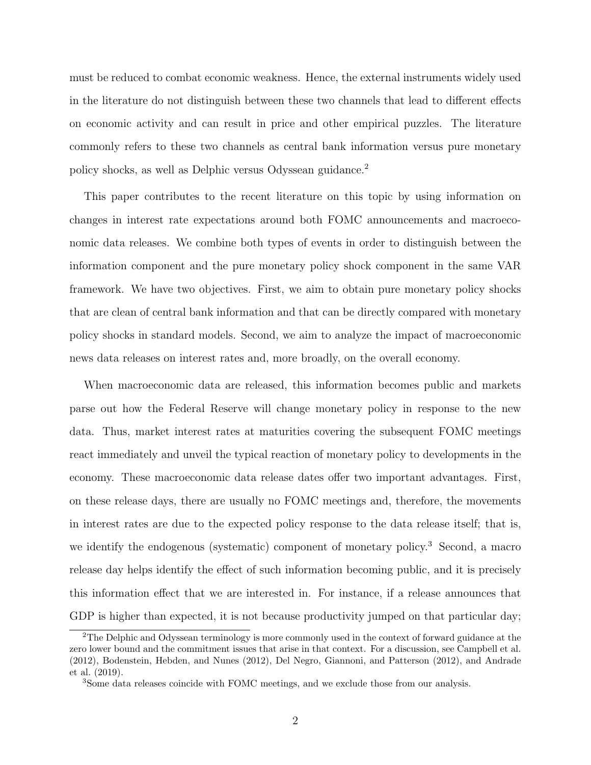must be reduced to combat economic weakness. Hence, the external instruments widely used in the literature do not distinguish between these two channels that lead to different effects on economic activity and can result in price and other empirical puzzles. The literature commonly refers to these two channels as central bank information versus pure monetary policy shocks, as well as Delphic versus Odyssean guidance.[2]

This paper contributes to the recent literature on this topic by using information on changes in interest rate expectations around both FOMC announcements and macroeconomic data releases. We combine both types of events in order to distinguish between the information component and the pure monetary policy shock component in the same VAR framework. We have two objectives. First, we aim to obtain pure monetary policy shocks that are clean of central bank information and that can be directly compared with monetary policy shocks in standard models. Second, we aim to analyze the impact of macroeconomic news data releases on interest rates and, more broadly, on the overall economy.

When macroeconomic data are released, this information becomes public and markets parse out how the Federal Reserve will change monetary policy in response to the new data. Thus, market interest rates at maturities covering the subsequent FOMC meetings react immediately and unveil the typical reaction of monetary policy to developments in the economy. These macroeconomic data release dates offer two important advantages. First, on these release days, there are usually no FOMC meetings and, therefore, the movements in interest rates are due to the expected policy response to the data release itself; that is, we identify the endogenous (systematic) component of monetary policy.[3] Second, a macro release day helps identify the effect of such information becoming public, and it is precisely this information effect that we are interested in. For instance, if a release announces that GDP is higher than expected, it is not because productivity jumped on that particular day;

[2] The Delphic and Odyssean terminology is more commonly used in the context of forward guidance at the zero lower bound and the commitment issues that arise in that context. For a discussion, see Campbell et al. (2012), Bodenstein, Hebden, and Nunes (2012), Del Negro, Giannoni, and Patterson (2012), and Andrade et al. (2019).

[3] Some data releases coincide with FOMC meetings, and we exclude those from our analysis.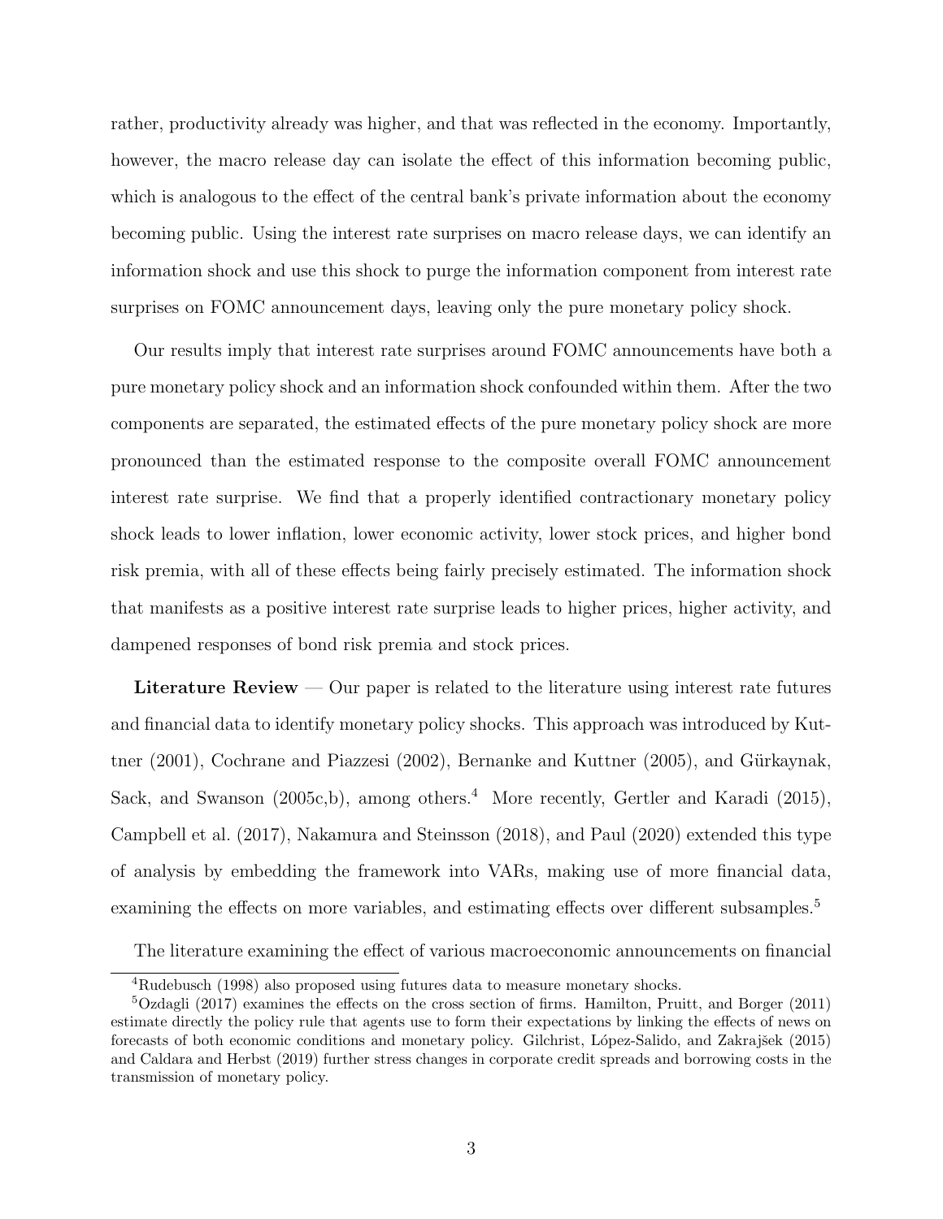rather, productivity already was higher, and that was reflected in the economy. Importantly, however, the macro release day can isolate the effect of this information becoming public, which is analogous to the effect of the central bank's private information about the economy becoming public. Using the interest rate surprises on macro release days, we can identify an information shock and use this shock to purge the information component from interest rate surprises on FOMC announcement days, leaving only the pure monetary policy shock.

Our results imply that interest rate surprises around FOMC announcements have both a pure monetary policy shock and an information shock confounded within them. After the two components are separated, the estimated effects of the pure monetary policy shock are more pronounced than the estimated response to the composite overall FOMC announcement interest rate surprise. We find that a properly identified contractionary monetary policy shock leads to lower inflation, lower economic activity, lower stock prices, and higher bond risk premia, with all of these effects being fairly precisely estimated. The information shock that manifests as a positive interest rate surprise leads to higher prices, higher activity, and dampened responses of bond risk premia and stock prices.

**Literature Review** — Our paper is related to the literature using interest rate futures and financial data to identify monetary policy shocks. This approach was introduced by Kuttner (2001), Cochrane and Piazzesi (2002), Bernanke and Kuttner (2005), and Gürkaynak, Sack, and Swanson (2005c,b), among others.[4] More recently, Gertler and Karadi (2015), Campbell et al. (2017), Nakamura and Steinsson (2018), and Paul (2020) extended this type of analysis by embedding the framework into VARs, making use of more financial data, examining the effects on more variables, and estimating effects over different subsamples.[5]

The literature examining the effect of various macroeconomic announcements on financial

[4] Rudebusch (1998) also proposed using futures data to measure monetary shocks.

[5] Ozdagli (2017) examines the effects on the cross section of firms. Hamilton, Pruitt, and Borger (2011) estimate directly the policy rule that agents use to form their expectations by linking the effects of news on forecasts of both economic conditions and monetary policy. Gilchrist, López-Salido, and Zakrajšek (2015) and Caldara and Herbst (2019) further stress changes in corporate credit spreads and borrowing costs in the transmission of monetary policy.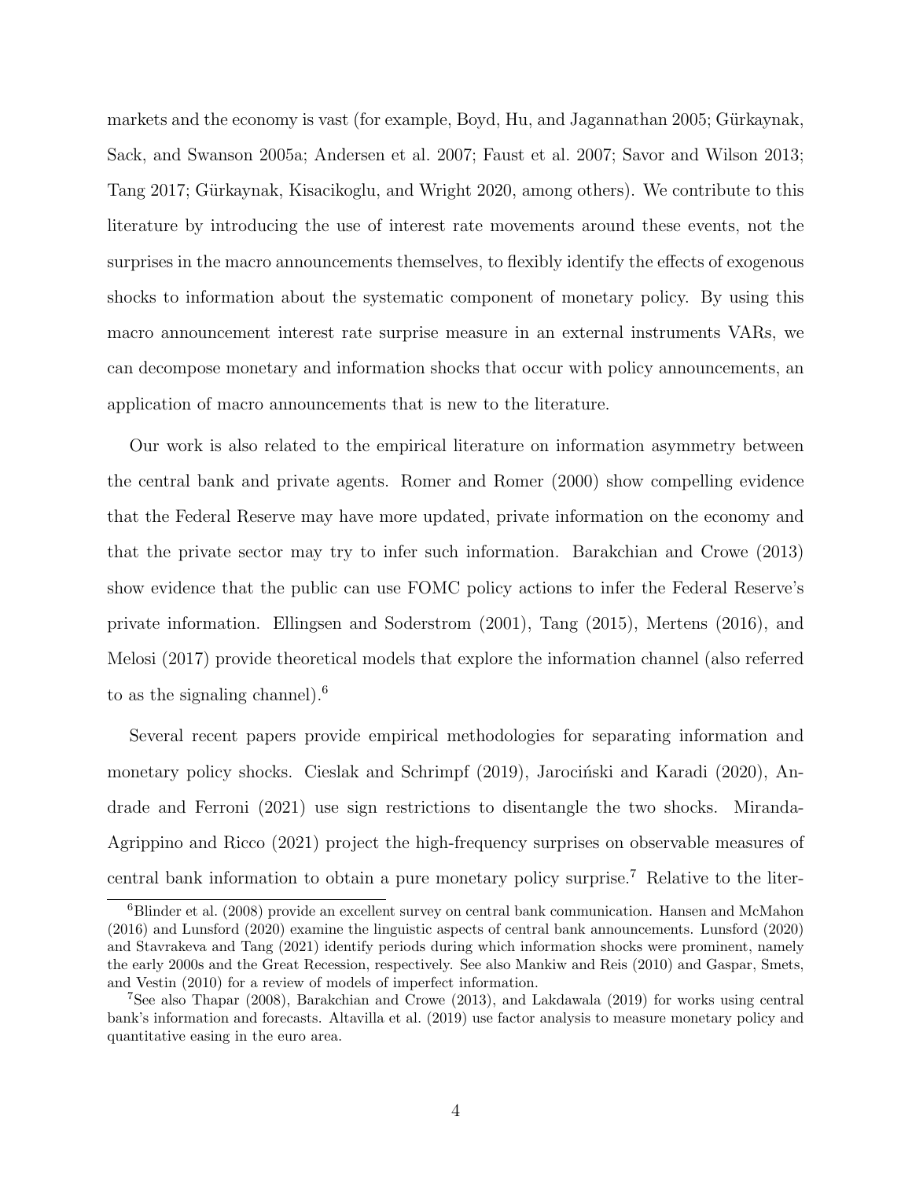markets and the economy is vast (for example, Boyd, Hu, and Jagannathan 2005; Gürkaynak, Sack, and Swanson 2005a; Andersen et al. 2007; Faust et al. 2007; Savor and Wilson 2013; Tang 2017; Gürkaynak, Kisacikoglu, and Wright 2020, among others). We contribute to this literature by introducing the use of interest rate movements around these events, not the surprises in the macro announcements themselves, to flexibly identify the effects of exogenous shocks to information about the systematic component of monetary policy. By using this macro announcement interest rate surprise measure in an external instruments VARs, we can decompose monetary and information shocks that occur with policy announcements, an application of macro announcements that is new to the literature.

Our work is also related to the empirical literature on information asymmetry between the central bank and private agents. Romer and Romer (2000) show compelling evidence that the Federal Reserve may have more updated, private information on the economy and that the private sector may try to infer such information. Barakchian and Crowe (2013) show evidence that the public can use FOMC policy actions to infer the Federal Reserve's private information. Ellingsen and Soderstrom (2001), Tang (2015), Mertens (2016), and Melosi (2017) provide theoretical models that explore the information channel (also referred to as the signaling channel).[6]

Several recent papers provide empirical methodologies for separating information and monetary policy shocks. Cieslak and Schrimpf (2019), Jarociński and Karadi (2020), Andrade and Ferroni (2021) use sign restrictions to disentangle the two shocks. Miranda-Agrippino and Ricco (2021) project the high-frequency surprises on observable measures of central bank information to obtain a pure monetary policy surprise.[7] Relative to the liter-

[6] Blinder et al. (2008) provide an excellent survey on central bank communication. Hansen and McMahon (2016) and Lunsford (2020) examine the linguistic aspects of central bank announcements. Lunsford (2020) and Stavrakeva and Tang (2021) identify periods during which information shocks were prominent, namely the early 2000s and the Great Recession, respectively. See also Mankiw and Reis (2010) and Gaspar, Smets, and Vestin (2010) for a review of models of imperfect information.

[7] See also Thapar (2008), Barakchian and Crowe (2013), and Lakdawala (2019) for works using central bank's information and forecasts. Altavilla et al. (2019) use factor analysis to measure monetary policy and quantitative easing in the euro area.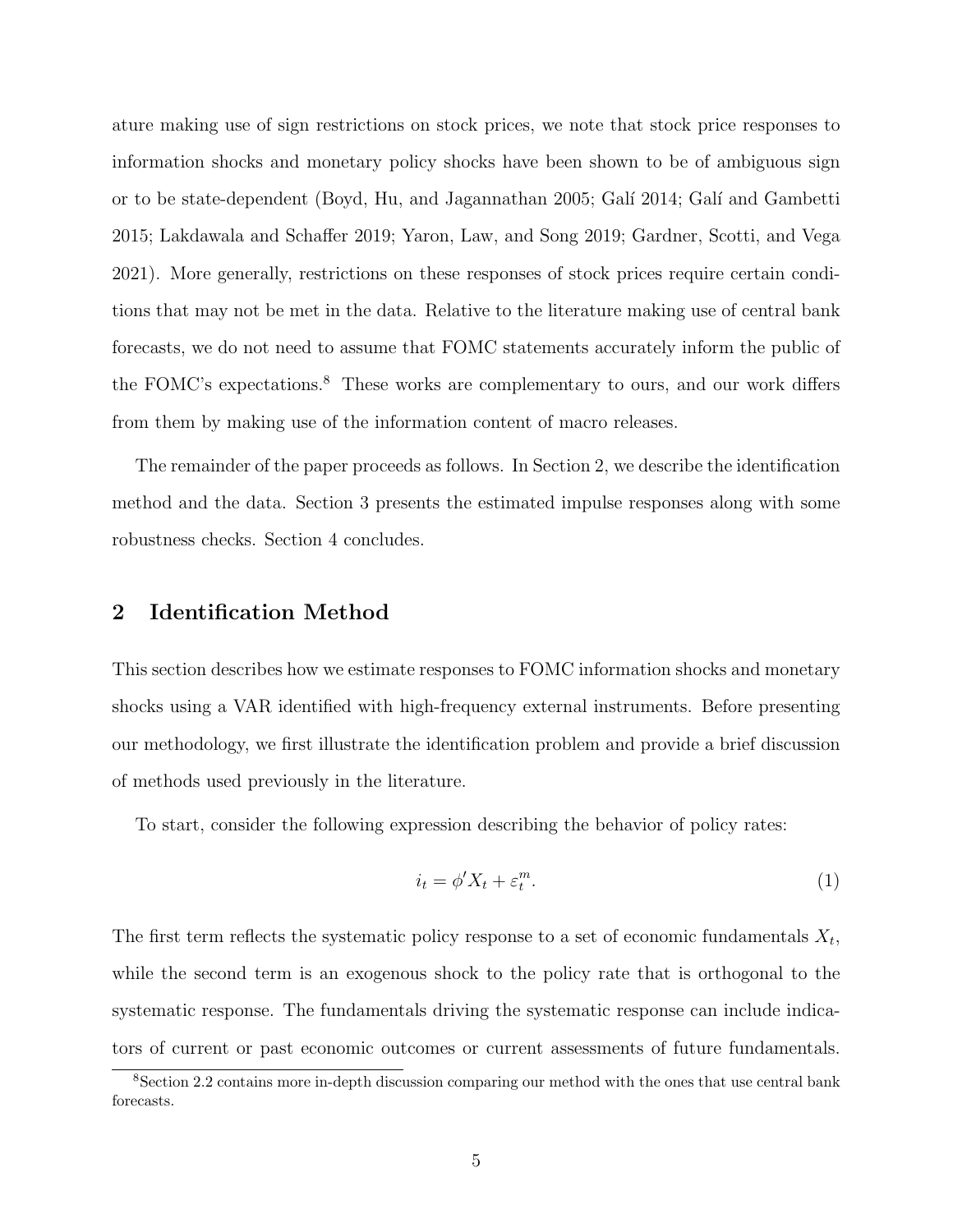ature making use of sign restrictions on stock prices, we note that stock price responses to information shocks and monetary policy shocks have been shown to be of ambiguous sign or to be state-dependent (Boyd, Hu, and Jagannathan 2005; Galí 2014; Galí and Gambetti 2015; Lakdawala and Schaffer 2019; Yaron, Law, and Song 2019; Gardner, Scotti, and Vega 2021). More generally, restrictions on these responses of stock prices require certain conditions that may not be met in the data. Relative to the literature making use of central bank forecasts, we do not need to assume that FOMC statements accurately inform the public of the FOMC's expectations.[8] These works are complementary to ours, and our work differs from them by making use of the information content of macro releases.

The remainder of the paper proceeds as follows. In Section 2, we describe the identification method and the data. Section 3 presents the estimated impulse responses along with some robustness checks. Section 4 concludes.

## 2 Identification Method

This section describes how we estimate responses to FOMC information shocks and monetary shocks using a VAR identified with high-frequency external instruments. Before presenting our methodology, we first illustrate the identification problem and provide a brief discussion of methods used previously in the literature.

To start, consider the following expression describing the behavior of policy rates:

$$i_t = \phi' X_t + \varepsilon_t^m. \tag{1}$$

The first term reflects the systematic policy response to a set of economic fundamentals $X_t$, while the second term is an exogenous shock to the policy rate that is orthogonal to the systematic response. The fundamentals driving the systematic response can include indicators of current or past economic outcomes or current assessments of future fundamentals.

[8] Section 2.2 contains more in-depth discussion comparing our method with the ones that use central bank forecasts.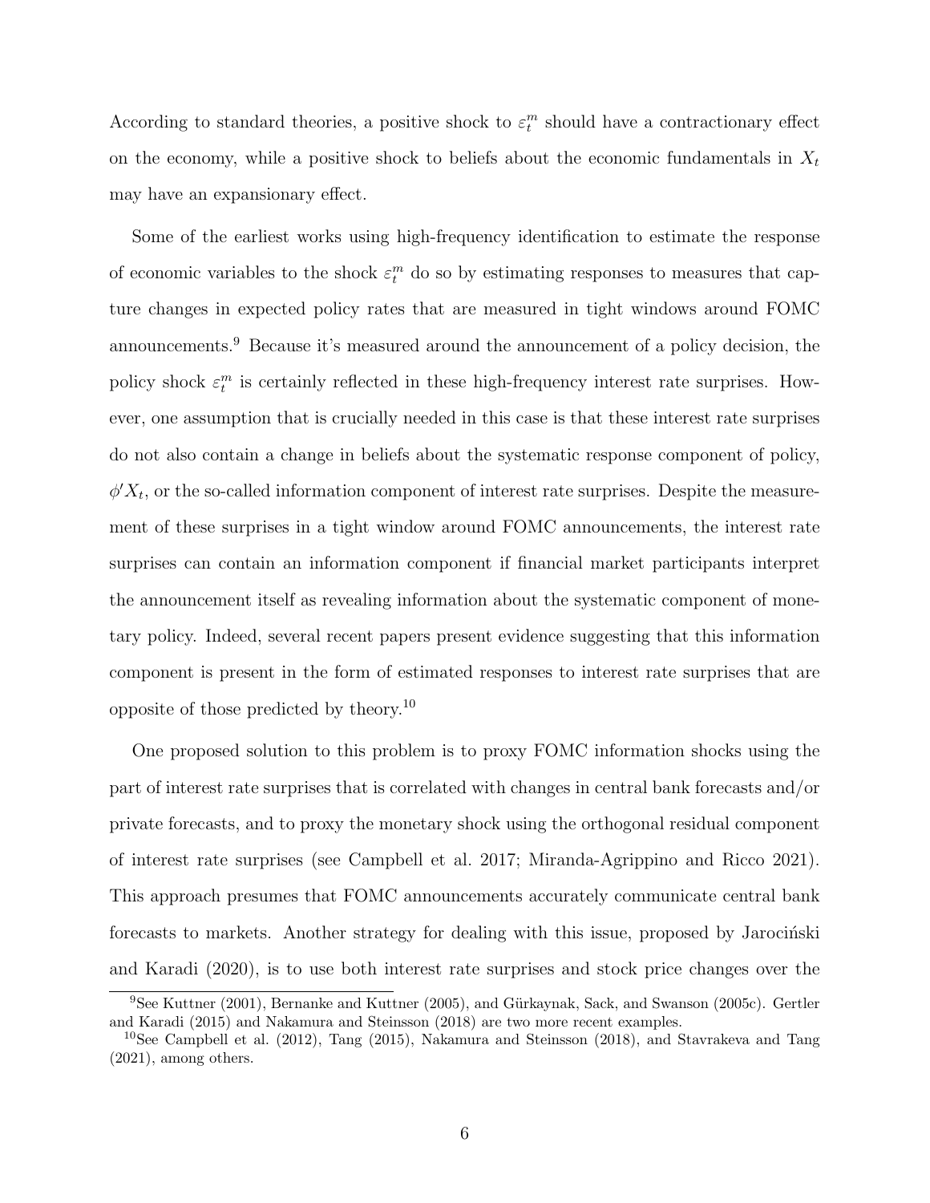According to standard theories, a positive shock to $\varepsilon_t^m$ should have a contractionary effect on the economy, while a positive shock to beliefs about the economic fundamentals in $X_t$ may have an expansionary effect.

Some of the earliest works using high-frequency identification to estimate the response of economic variables to the shock $\varepsilon_t^m$ do so by estimating responses to measures that capture changes in expected policy rates that are measured in tight windows around FOMC announcements.[9] Because it's measured around the announcement of a policy decision, the policy shock $\varepsilon_t^m$ is certainly reflected in these high-frequency interest rate surprises. However, one assumption that is crucially needed in this case is that these interest rate surprises do not also contain a change in beliefs about the systematic response component of policy, $\phi' X_t$, or the so-called information component of interest rate surprises. Despite the measurement of these surprises in a tight window around FOMC announcements, the interest rate surprises can contain an information component if financial market participants interpret the announcement itself as revealing information about the systematic component of monetary policy. Indeed, several recent papers present evidence suggesting that this information component is present in the form of estimated responses to interest rate surprises that are opposite of those predicted by theory.[10]

One proposed solution to this problem is to proxy FOMC information shocks using the part of interest rate surprises that is correlated with changes in central bank forecasts and/or private forecasts, and to proxy the monetary shock using the orthogonal residual component of interest rate surprises (see Campbell et al. 2017; Miranda-Agrippino and Ricco 2021). This approach presumes that FOMC announcements accurately communicate central bank forecasts to markets. Another strategy for dealing with this issue, proposed by Jarociński and Karadi (2020), is to use both interest rate surprises and stock price changes over the

[9] See Kuttner (2001), Bernanke and Kuttner (2005), and Gürkaynak, Sack, and Swanson (2005c). Gertler and Karadi (2015) and Nakamura and Steinsson (2018) are two more recent examples.

[10] See Campbell et al. (2012), Tang (2015), Nakamura and Steinsson (2018), and Stavrakeva and Tang (2021), among others.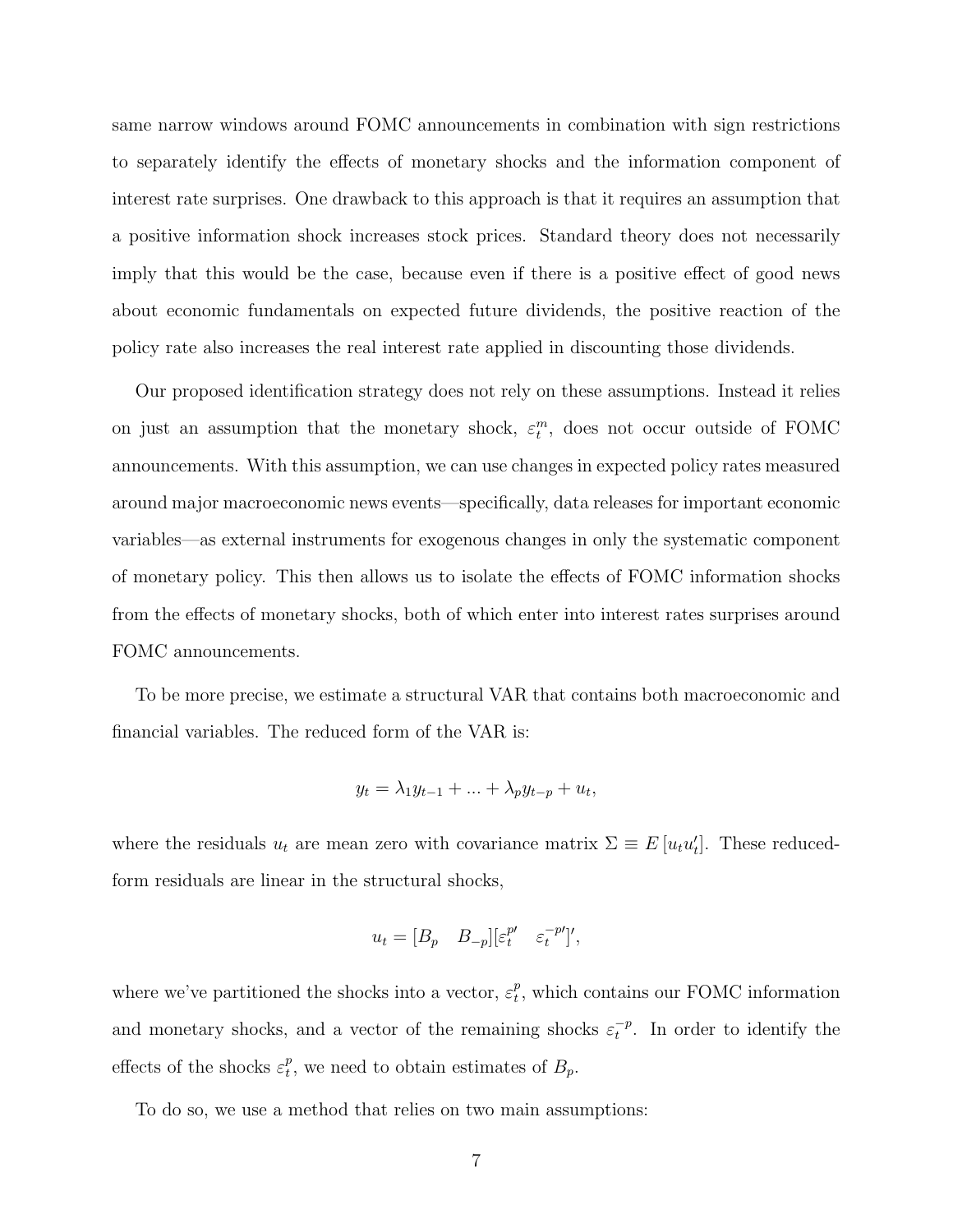same narrow windows around FOMC announcements in combination with sign restrictions to separately identify the effects of monetary shocks and the information component of interest rate surprises. One drawback to this approach is that it requires an assumption that a positive information shock increases stock prices. Standard theory does not necessarily imply that this would be the case, because even if there is a positive effect of good news about economic fundamentals on expected future dividends, the positive reaction of the policy rate also increases the real interest rate applied in discounting those dividends.

Our proposed identification strategy does not rely on these assumptions. Instead it relies on just an assumption that the monetary shock, $\varepsilon_t^m$, does not occur outside of FOMC announcements. With this assumption, we can use changes in expected policy rates measured around major macroeconomic news events—specifically, data releases for important economic variables—as external instruments for exogenous changes in only the systematic component of monetary policy. This then allows us to isolate the effects of FOMC information shocks from the effects of monetary shocks, both of which enter into interest rates surprises around FOMC announcements.

To be more precise, we estimate a structural VAR that contains both macroeconomic and financial variables. The reduced form of the VAR is:

$$y_t = \lambda_1 y_{t-1} + ... + \lambda_p y_{t-p} + u_t,$$

where the residuals $u_t$ are mean zero with covariance matrix $\Sigma \equiv E[u_t u_t']$. These reduced-form residuals are linear in the structural shocks,

$$u_t = [B_p \quad B_{-p}][\varepsilon_t^{p\prime} \quad \varepsilon_t^{-p\prime}]',$$

where we've partitioned the shocks into a vector, $\varepsilon_t^p$, which contains our FOMC information and monetary shocks, and a vector of the remaining shocks $\varepsilon_t^{-p}$. In order to identify the effects of the shocks $\varepsilon_t^p$, we need to obtain estimates of $B_p$.

To do so, we use a method that relies on two main assumptions: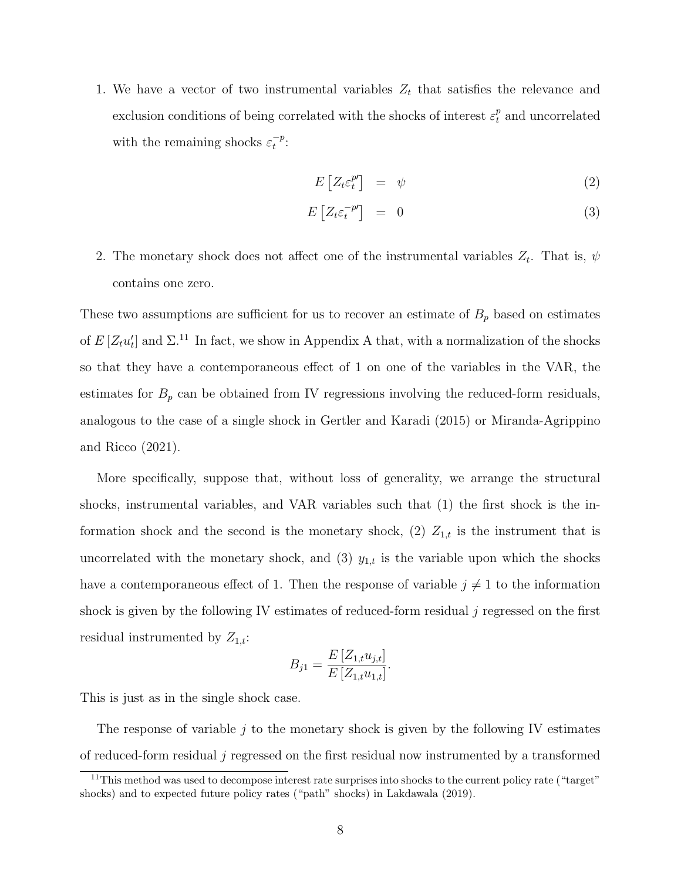1. We have a vector of two instrumental variables $Z_t$ that satisfies the relevance and exclusion conditions of being correlated with the shocks of interest $\varepsilon_t^p$ and uncorrelated with the remaining shocks $\varepsilon_t^{-p}$:

$$
\begin{aligned}
E\left[Z_t \varepsilon_t^{p\prime}\right] &= \psi &\quad (2)\\
E\left[Z_t \varepsilon_t^{-p\prime}\right] &= 0 &\quad (3)
\end{aligned}
$$

2. The monetary shock does not affect one of the instrumental variables $Z_t$. That is, $\psi$ contains one zero.

These two assumptions are sufficient for us to recover an estimate of $B_p$ based on estimates of $E\left[Z_t u_t'\right]$ and $\Sigma$.[11] In fact, we show in Appendix A that, with a normalization of the shocks so that they have a contemporaneous effect of 1 on one of the variables in the VAR, the estimates for $B_p$ can be obtained from IV regressions involving the reduced-form residuals, analogous to the case of a single shock in Gertler and Karadi (2015) or Miranda-Agrippino and Ricco (2021).

More specifically, suppose that, without loss of generality, we arrange the structural shocks, instrumental variables, and VAR variables such that (1) the first shock is the information shock and the second is the monetary shock, (2) $Z_{1,t}$ is the instrument that is uncorrelated with the monetary shock, and (3) $y_{1,t}$ is the variable upon which the shocks have a contemporaneous effect of 1. Then the response of variable $j \neq 1$ to the information shock is given by the following IV estimates of reduced-form residual $j$ regressed on the first residual instrumented by $Z_{1,t}$:

$$
B_{j1} = \frac{E\left[Z_{1,t} u_{j,t}\right]}{E\left[Z_{1,t} u_{1,t}\right]}.
$$

This is just as in the single shock case.

The response of variable $j$ to the monetary shock is given by the following IV estimates of reduced-form residual $j$ regressed on the first residual now instrumented by a transformed

[11] This method was used to decompose interest rate surprises into shocks to the current policy rate ("target" shocks) and to expected future policy rates ("path" shocks) in Lakdawala (2019).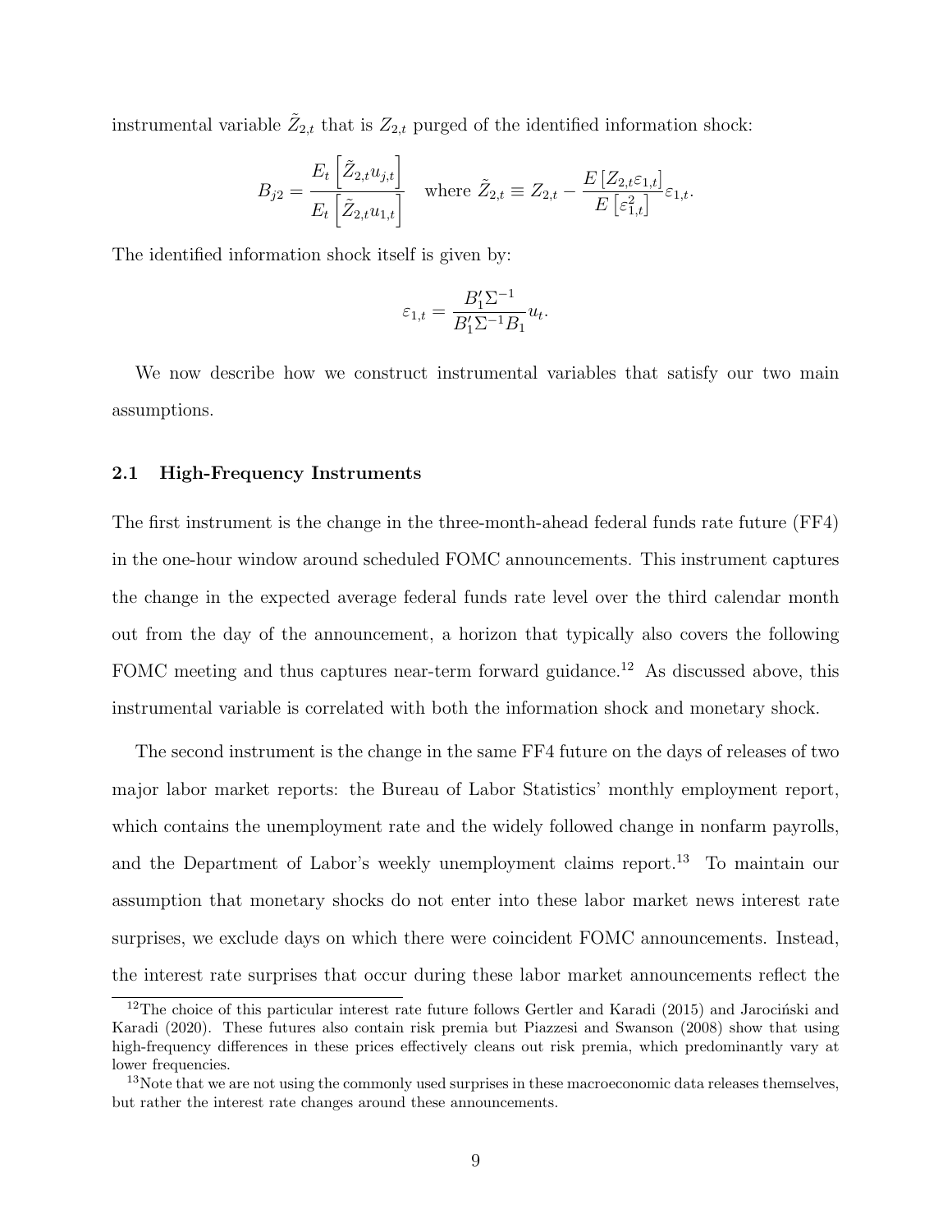instrumental variable $\tilde{Z}_{2,t}$ that is $Z_{2,t}$ purged of the identified information shock:

$$B_{j2} = \frac{E_t\left[\tilde{Z}_{2,t}u_{j,t}\right]}{E_t\left[\tilde{Z}_{2,t}u_{1,t}\right]} \quad \text{where } \tilde{Z}_{2,t} \equiv Z_{2,t} - \frac{E\left[Z_{2,t}\varepsilon_{1,t}\right]}{E\left[\varepsilon_{1,t}^2\right]}\varepsilon_{1,t}.$$

The identified information shock itself is given by:

$$\varepsilon_{1,t} = \frac{B_1'\Sigma^{-1}}{B_1'\Sigma^{-1}B_1}u_t.$$

We now describe how we construct instrumental variables that satisfy our two main assumptions.

### 2.1 High-Frequency Instruments

The first instrument is the change in the three-month-ahead federal funds rate future (FF4) in the one-hour window around scheduled FOMC announcements. This instrument captures the change in the expected average federal funds rate level over the third calendar month out from the day of the announcement, a horizon that typically also covers the following FOMC meeting and thus captures near-term forward guidance.[12] As discussed above, this instrumental variable is correlated with both the information shock and monetary shock.

The second instrument is the change in the same FF4 future on the days of releases of two major labor market reports: the Bureau of Labor Statistics' monthly employment report, which contains the unemployment rate and the widely followed change in nonfarm payrolls, and the Department of Labor's weekly unemployment claims report.[13] To maintain our assumption that monetary shocks do not enter into these labor market news interest rate surprises, we exclude days on which there were coincident FOMC announcements. Instead, the interest rate surprises that occur during these labor market announcements reflect the

[12] The choice of this particular interest rate future follows Gertler and Karadi (2015) and Jarociński and Karadi (2020). These futures also contain risk premia but Piazzesi and Swanson (2008) show that using high-frequency differences in these prices effectively cleans out risk premia, which predominantly vary at lower frequencies.

[13] Note that we are not using the commonly used surprises in these macroeconomic data releases themselves, but rather the interest rate changes around these announcements.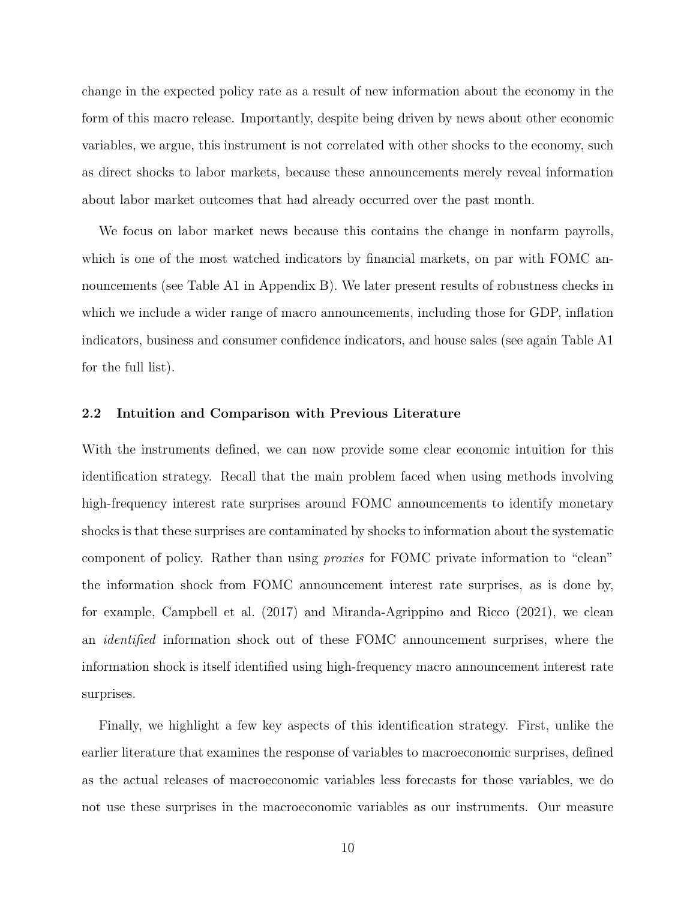change in the expected policy rate as a result of new information about the economy in the form of this macro release. Importantly, despite being driven by news about other economic variables, we argue, this instrument is not correlated with other shocks to the economy, such as direct shocks to labor markets, because these announcements merely reveal information about labor market outcomes that had already occurred over the past month.

We focus on labor market news because this contains the change in nonfarm payrolls, which is one of the most watched indicators by financial markets, on par with FOMC announcements (see Table A1 in Appendix B). We later present results of robustness checks in which we include a wider range of macro announcements, including those for GDP, inflation indicators, business and consumer confidence indicators, and house sales (see again Table A1 for the full list).

### 2.2 Intuition and Comparison with Previous Literature

With the instruments defined, we can now provide some clear economic intuition for this identification strategy. Recall that the main problem faced when using methods involving high-frequency interest rate surprises around FOMC announcements to identify monetary shocks is that these surprises are contaminated by shocks to information about the systematic component of policy. Rather than using *proxies* for FOMC private information to "clean" the information shock from FOMC announcement interest rate surprises, as is done by, for example, Campbell et al. (2017) and Miranda-Agrippino and Ricco (2021), we clean an *identified* information shock out of these FOMC announcement surprises, where the information shock is itself identified using high-frequency macro announcement interest rate surprises.

Finally, we highlight a few key aspects of this identification strategy. First, unlike the earlier literature that examines the response of variables to macroeconomic surprises, defined as the actual releases of macroeconomic variables less forecasts for those variables, we do not use these surprises in the macroeconomic variables as our instruments. Our measure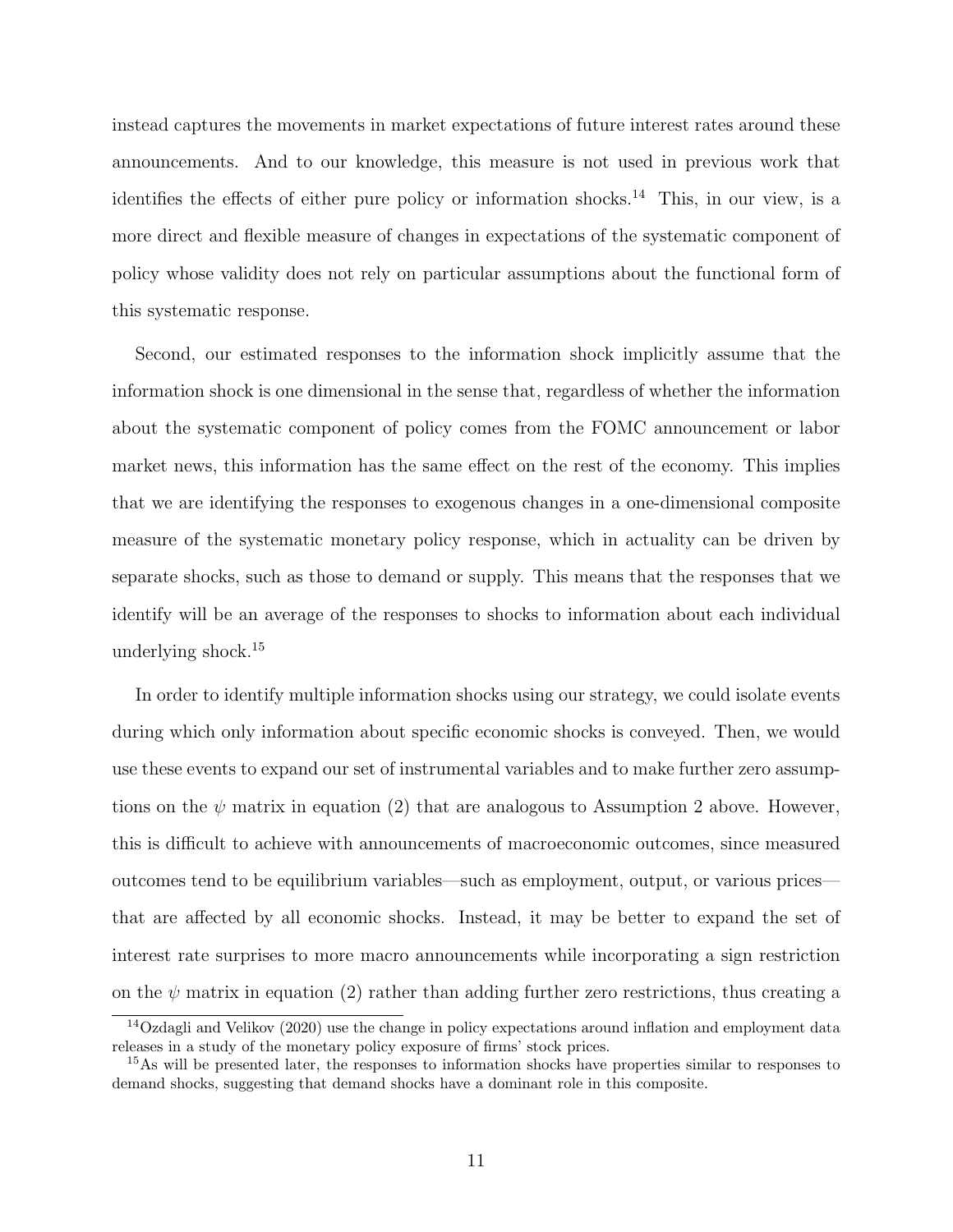instead captures the movements in market expectations of future interest rates around these announcements. And to our knowledge, this measure is not used in previous work that identifies the effects of either pure policy or information shocks.[14] This, in our view, is a more direct and flexible measure of changes in expectations of the systematic component of policy whose validity does not rely on particular assumptions about the functional form of this systematic response.

Second, our estimated responses to the information shock implicitly assume that the information shock is one dimensional in the sense that, regardless of whether the information about the systematic component of policy comes from the FOMC announcement or labor market news, this information has the same effect on the rest of the economy. This implies that we are identifying the responses to exogenous changes in a one-dimensional composite measure of the systematic monetary policy response, which in actuality can be driven by separate shocks, such as those to demand or supply. This means that the responses that we identify will be an average of the responses to shocks to information about each individual underlying shock.[15]

In order to identify multiple information shocks using our strategy, we could isolate events during which only information about specific economic shocks is conveyed. Then, we would use these events to expand our set of instrumental variables and to make further zero assumptions on the $\psi$ matrix in equation (2) that are analogous to Assumption 2 above. However, this is difficult to achieve with announcements of macroeconomic outcomes, since measured outcomes tend to be equilibrium variables—such as employment, output, or various prices—that are affected by all economic shocks. Instead, it may be better to expand the set of interest rate surprises to more macro announcements while incorporating a sign restriction on the $\psi$ matrix in equation (2) rather than adding further zero restrictions, thus creating a

[14] Ozdagli and Velikov (2020) use the change in policy expectations around inflation and employment data releases in a study of the monetary policy exposure of firms' stock prices.

[15] As will be presented later, the responses to information shocks have properties similar to responses to demand shocks, suggesting that demand shocks have a dominant role in this composite.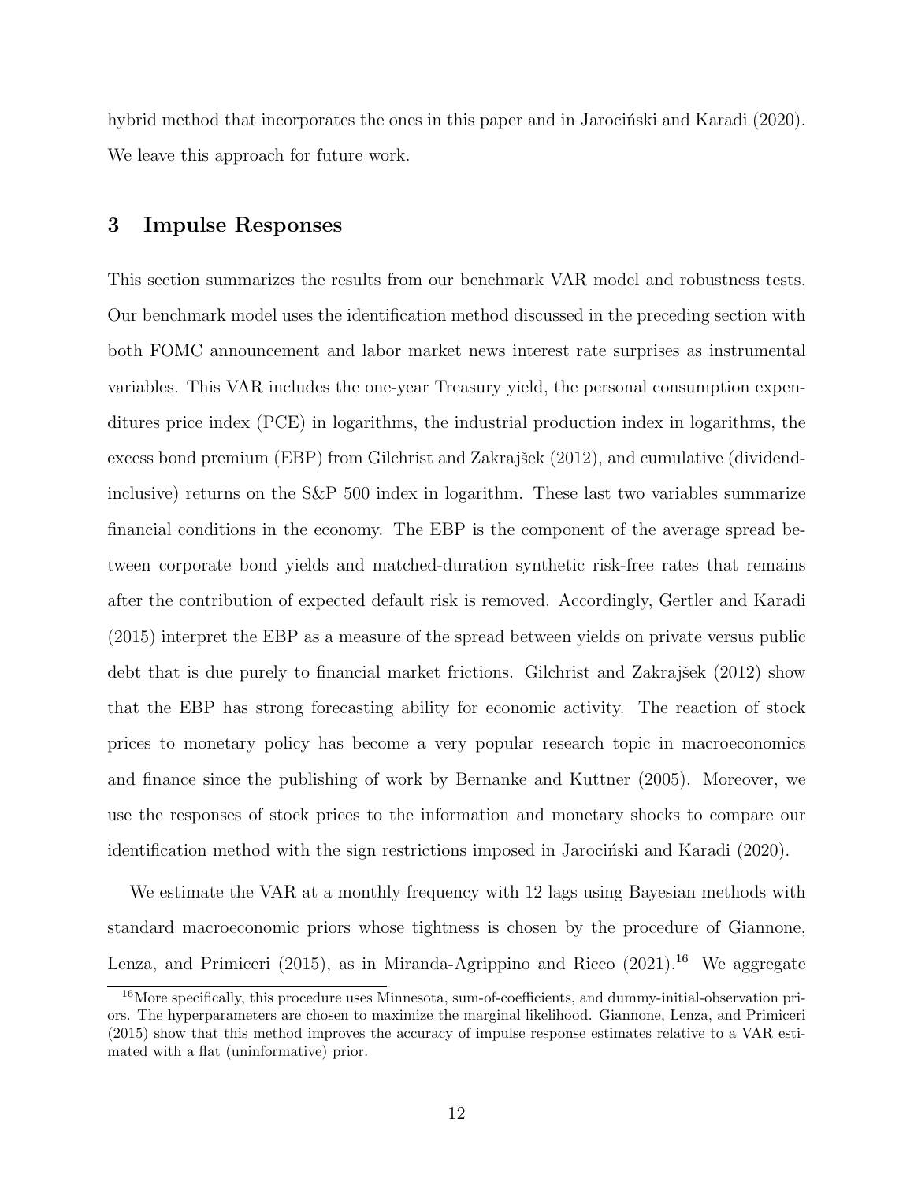hybrid method that incorporates the ones in this paper and in Jarociński and Karadi (2020). We leave this approach for future work.

## 3 Impulse Responses

This section summarizes the results from our benchmark VAR model and robustness tests. Our benchmark model uses the identification method discussed in the preceding section with both FOMC announcement and labor market news interest rate surprises as instrumental variables. This VAR includes the one-year Treasury yield, the personal consumption expenditures price index (PCE) in logarithms, the industrial production index in logarithms, the excess bond premium (EBP) from Gilchrist and Zakrajšek (2012), and cumulative (dividend-inclusive) returns on the S&P 500 index in logarithm. These last two variables summarize financial conditions in the economy. The EBP is the component of the average spread between corporate bond yields and matched-duration synthetic risk-free rates that remains after the contribution of expected default risk is removed. Accordingly, Gertler and Karadi (2015) interpret the EBP as a measure of the spread between yields on private versus public debt that is due purely to financial market frictions. Gilchrist and Zakrajšek (2012) show that the EBP has strong forecasting ability for economic activity. The reaction of stock prices to monetary policy has become a very popular research topic in macroeconomics and finance since the publishing of work by Bernanke and Kuttner (2005). Moreover, we use the responses of stock prices to the information and monetary shocks to compare our identification method with the sign restrictions imposed in Jarociński and Karadi (2020).

We estimate the VAR at a monthly frequency with 12 lags using Bayesian methods with standard macroeconomic priors whose tightness is chosen by the procedure of Giannone, Lenza, and Primiceri (2015), as in Miranda-Agrippino and Ricco (2021).[16] We aggregate

[16] More specifically, this procedure uses Minnesota, sum-of-coefficients, and dummy-initial-observation priors. The hyperparameters are chosen to maximize the marginal likelihood. Giannone, Lenza, and Primiceri (2015) show that this method improves the accuracy of impulse response estimates relative to a VAR estimated with a flat (uninformative) prior.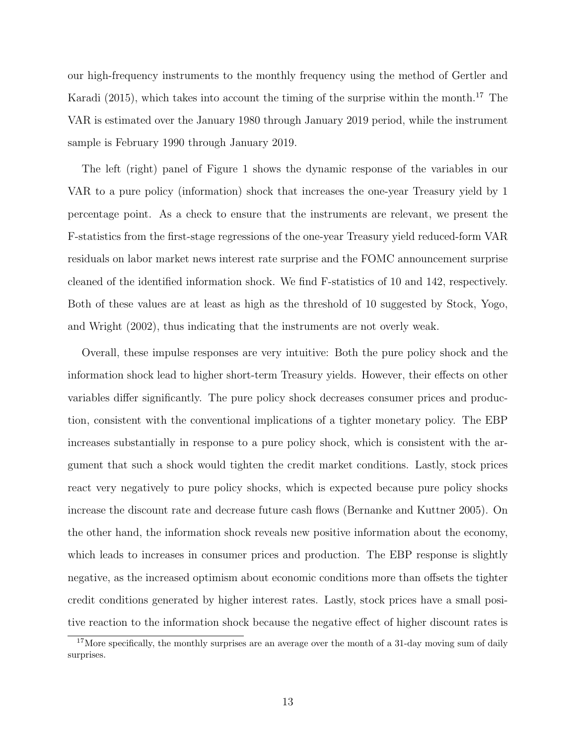our high-frequency instruments to the monthly frequency using the method of Gertler and Karadi (2015), which takes into account the timing of the surprise within the month.[17] The VAR is estimated over the January 1980 through January 2019 period, while the instrument sample is February 1990 through January 2019.

The left (right) panel of Figure 1 shows the dynamic response of the variables in our VAR to a pure policy (information) shock that increases the one-year Treasury yield by 1 percentage point. As a check to ensure that the instruments are relevant, we present the F-statistics from the first-stage regressions of the one-year Treasury yield reduced-form VAR residuals on labor market news interest rate surprise and the FOMC announcement surprise cleaned of the identified information shock. We find F-statistics of 10 and 142, respectively. Both of these values are at least as high as the threshold of 10 suggested by Stock, Yogo, and Wright (2002), thus indicating that the instruments are not overly weak.

Overall, these impulse responses are very intuitive: Both the pure policy shock and the information shock lead to higher short-term Treasury yields. However, their effects on other variables differ significantly. The pure policy shock decreases consumer prices and production, consistent with the conventional implications of a tighter monetary policy. The EBP increases substantially in response to a pure policy shock, which is consistent with the argument that such a shock would tighten the credit market conditions. Lastly, stock prices react very negatively to pure policy shocks, which is expected because pure policy shocks increase the discount rate and decrease future cash flows (Bernanke and Kuttner 2005). On the other hand, the information shock reveals new positive information about the economy, which leads to increases in consumer prices and production. The EBP response is slightly negative, as the increased optimism about economic conditions more than offsets the tighter credit conditions generated by higher interest rates. Lastly, stock prices have a small positive reaction to the information shock because the negative effect of higher discount rates is

[17] More specifically, the monthly surprises are an average over the month of a 31-day moving sum of daily surprises.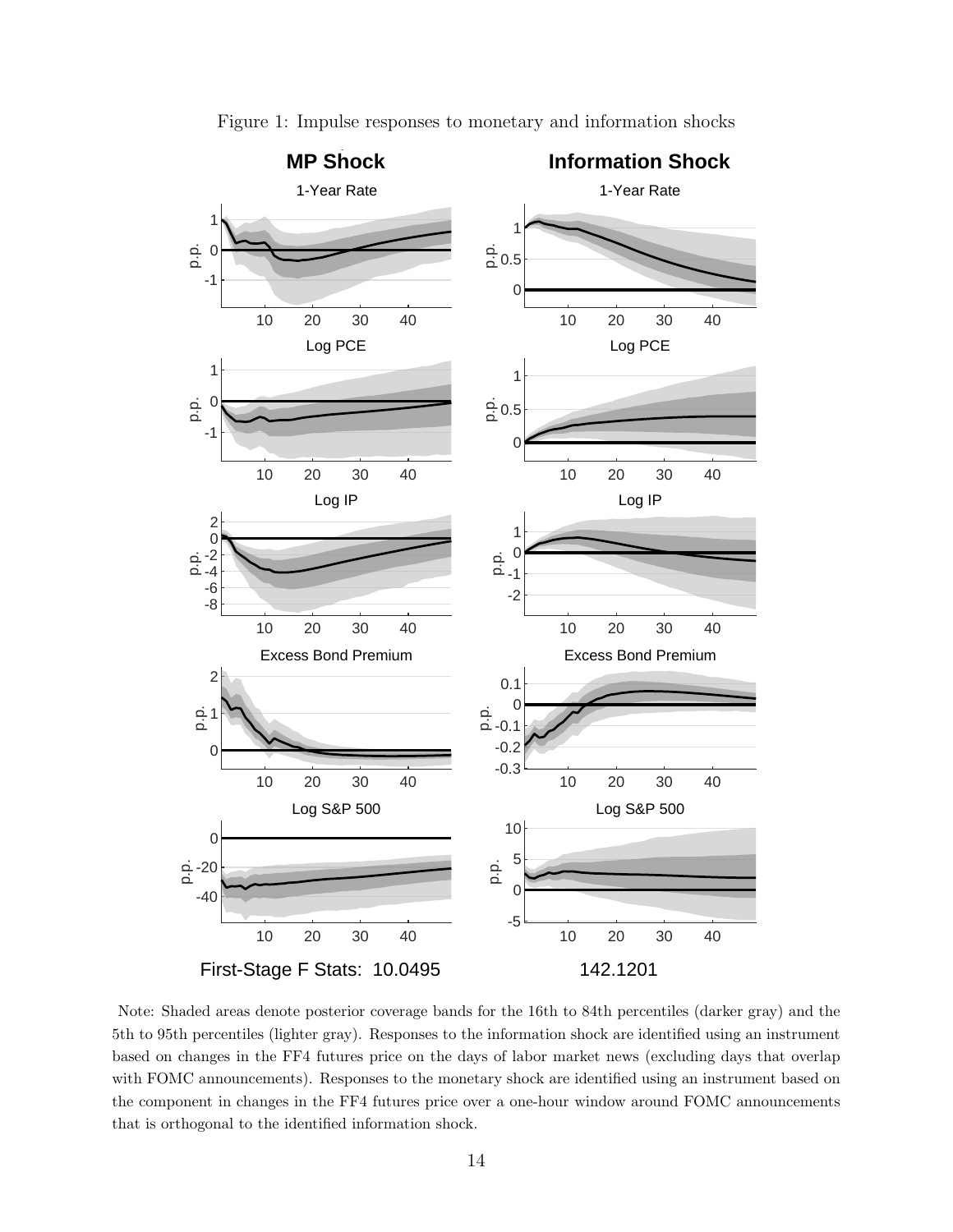Figure 1: Impulse responses to monetary and information shocks

First-Stage F Stats: 10.0495 142.1201

Note: Shaded areas denote posterior coverage bands for the 16th to 84th percentiles (darker gray) and the 5th to 95th percentiles (lighter gray). Responses to the information shock are identified using an instrument based on changes in the FF4 futures price on the days of labor market news (excluding days that overlap with FOMC announcements). Responses to the monetary shock are identified using an instrument based on the component in changes in the FF4 futures price over a one-hour window around FOMC announcements that is orthogonal to the identified information shock.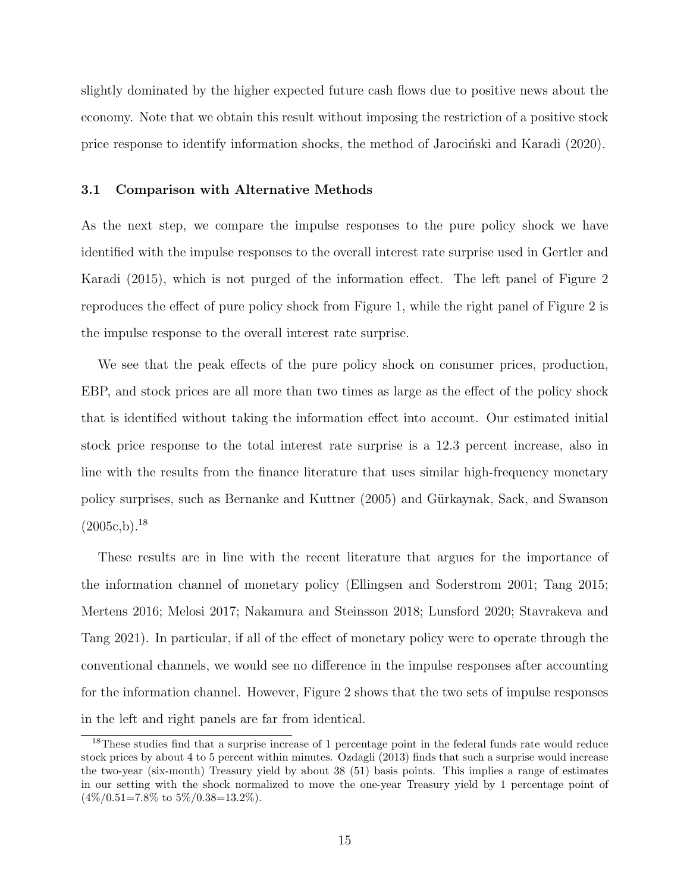slightly dominated by the higher expected future cash flows due to positive news about the economy. Note that we obtain this result without imposing the restriction of a positive stock price response to identify information shocks, the method of Jarociński and Karadi (2020).

### 3.1 Comparison with Alternative Methods

As the next step, we compare the impulse responses to the pure policy shock we have identified with the impulse responses to the overall interest rate surprise used in Gertler and Karadi (2015), which is not purged of the information effect. The left panel of Figure 2 reproduces the effect of pure policy shock from Figure 1, while the right panel of Figure 2 is the impulse response to the overall interest rate surprise.

We see that the peak effects of the pure policy shock on consumer prices, production, EBP, and stock prices are all more than two times as large as the effect of the policy shock that is identified without taking the information effect into account. Our estimated initial stock price response to the total interest rate surprise is a 12.3 percent increase, also in line with the results from the finance literature that uses similar high-frequency monetary policy surprises, such as Bernanke and Kuttner (2005) and Gürkaynak, Sack, and Swanson (2005c,b).[18]

These results are in line with the recent literature that argues for the importance of the information channel of monetary policy (Ellingsen and Soderstrom 2001; Tang 2015; Mertens 2016; Melosi 2017; Nakamura and Steinsson 2018; Lunsford 2020; Stavrakeva and Tang 2021). In particular, if all of the effect of monetary policy were to operate through the conventional channels, we would see no difference in the impulse responses after accounting for the information channel. However, Figure 2 shows that the two sets of impulse responses in the left and right panels are far from identical.

[18] These studies find that a surprise increase of 1 percentage point in the federal funds rate would reduce stock prices by about 4 to 5 percent within minutes. Ozdagli (2013) finds that such a surprise would increase the two-year (six-month) Treasury yield by about 38 (51) basis points. This implies a range of estimates in our setting with the shock normalized to move the one-year Treasury yield by 1 percentage point of (4%/0.51=7.8% to 5%/0.38=13.2%).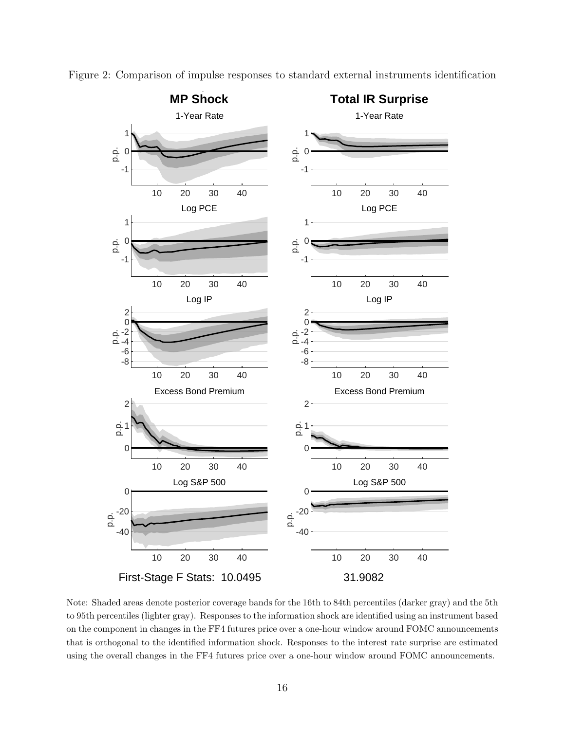Figure 2: Comparison of impulse responses to standard external instruments identification

First-Stage F Stats: 10.0495 31.9082

Note: Shaded areas denote posterior coverage bands for the 16th to 84th percentiles (darker gray) and the 5th to 95th percentiles (lighter gray). Responses to the information shock are identified using an instrument based on the component in changes in the FF4 futures price over a one-hour window around FOMC announcements that is orthogonal to the identified information shock. Responses to the interest rate surprise are estimated using the overall changes in the FF4 futures price over a one-hour window around FOMC announcements.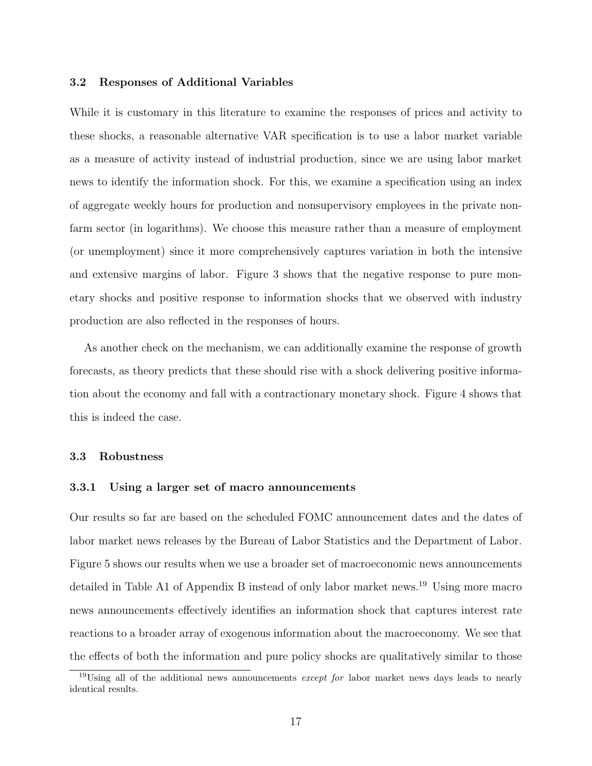### 3.2 Responses of Additional Variables

While it is customary in this literature to examine the responses of prices and activity to these shocks, a reasonable alternative VAR specification is to use a labor market variable as a measure of activity instead of industrial production, since we are using labor market news to identify the information shock. For this, we examine a specification using an index of aggregate weekly hours for production and nonsupervisory employees in the private non-farm sector (in logarithms). We choose this measure rather than a measure of employment (or unemployment) since it more comprehensively captures variation in both the intensive and extensive margins of labor. Figure 3 shows that the negative response to pure monetary shocks and positive response to information shocks that we observed with industry production are also reflected in the responses of hours.

As another check on the mechanism, we can additionally examine the response of growth forecasts, as theory predicts that these should rise with a shock delivering positive information about the economy and fall with a contractionary monetary shock. Figure 4 shows that this is indeed the case.

### 3.3 Robustness

#### 3.3.1 Using a larger set of macro announcements

Our results so far are based on the scheduled FOMC announcement dates and the dates of labor market news releases by the Bureau of Labor Statistics and the Department of Labor. Figure 5 shows our results when we use a broader set of macroeconomic news announcements detailed in Table A1 of Appendix B instead of only labor market news.[19] Using more macro news announcements effectively identifies an information shock that captures interest rate reactions to a broader array of exogenous information about the macroeconomy. We see that the effects of both the information and pure policy shocks are qualitatively similar to those

[19] Using all of the additional news announcements *except for* labor market news days leads to nearly identical results.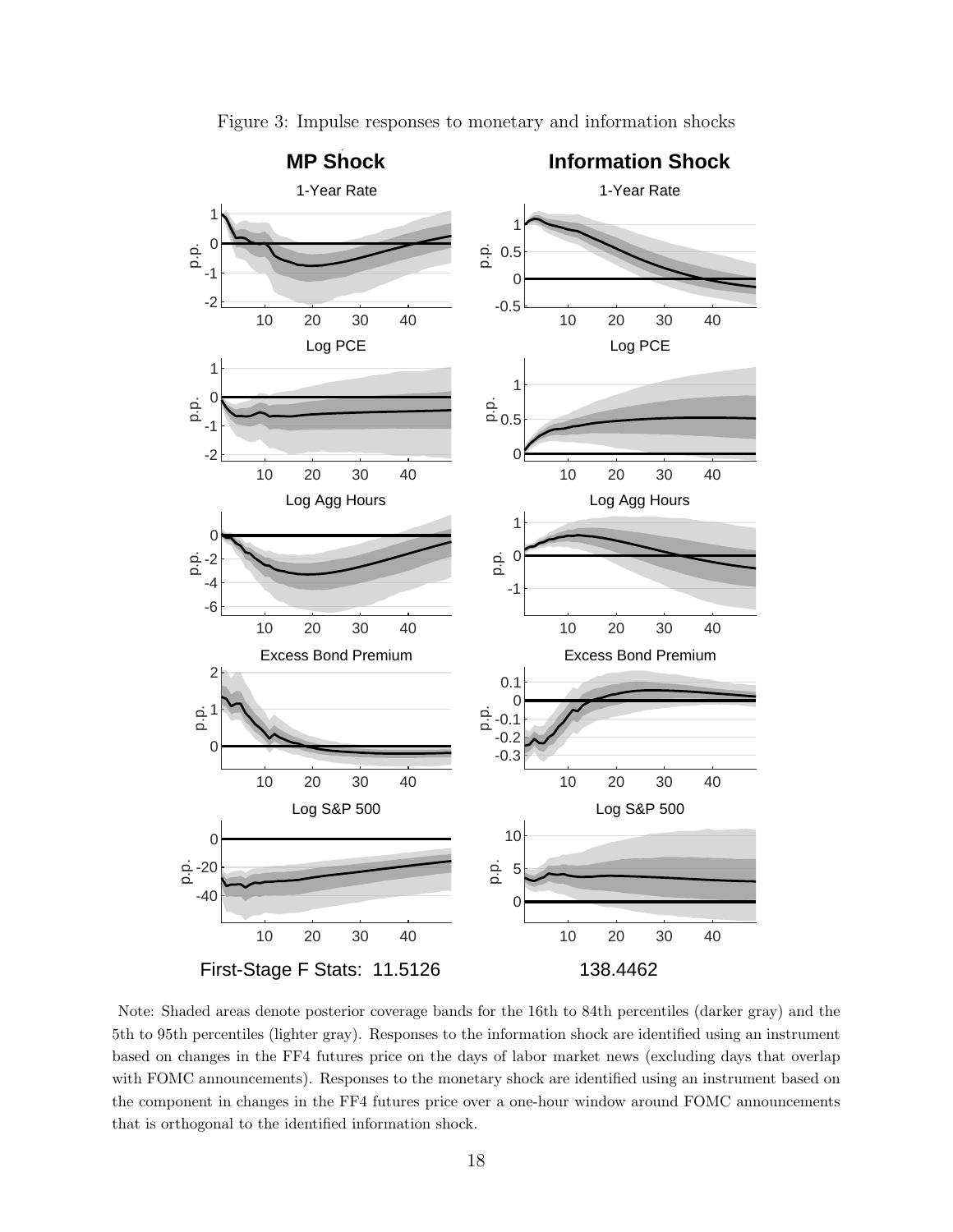Figure 3: Impulse responses to monetary and information shocks

Note: Shaded areas denote posterior coverage bands for the 16th to 84th percentiles (darker gray) and the 5th to 95th percentiles (lighter gray). Responses to the information shock are identified using an instrument based on changes in the FF4 futures price on the days of labor market news (excluding days that overlap with FOMC announcements). Responses to the monetary shock are identified using an instrument based on the component in changes in the FF4 futures price over a one-hour window around FOMC announcements that is orthogonal to the identified information shock.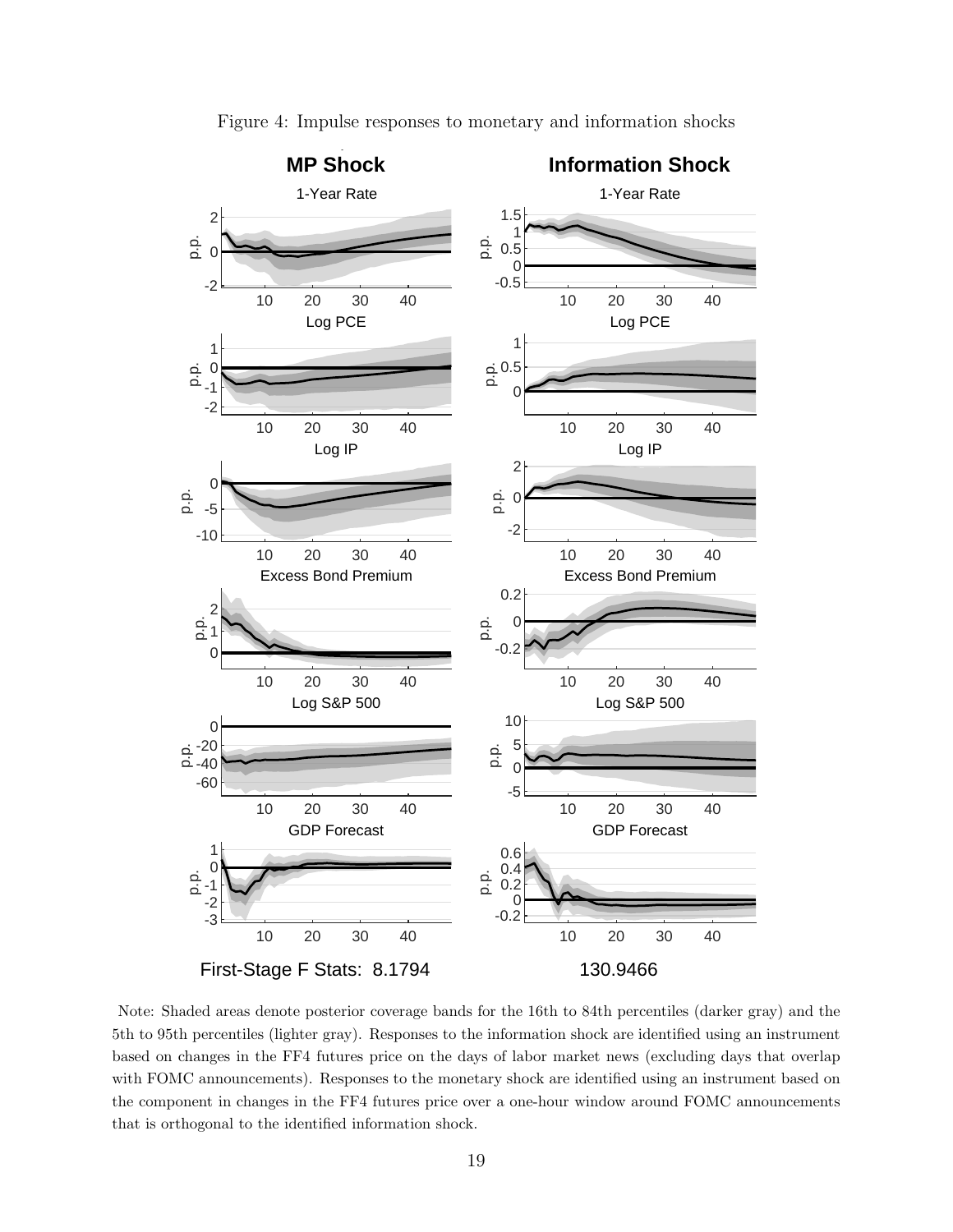Figure 4: Impulse responses to monetary and information shocks

First-Stage F Stats: 8.1794 130.9466

Note: Shaded areas denote posterior coverage bands for the 16th to 84th percentiles (darker gray) and the 5th to 95th percentiles (lighter gray). Responses to the information shock are identified using an instrument based on changes in the FF4 futures price on the days of labor market news (excluding days that overlap with FOMC announcements). Responses to the monetary shock are identified using an instrument based on the component in changes in the FF4 futures price over a one-hour window around FOMC announcements that is orthogonal to the identified information shock.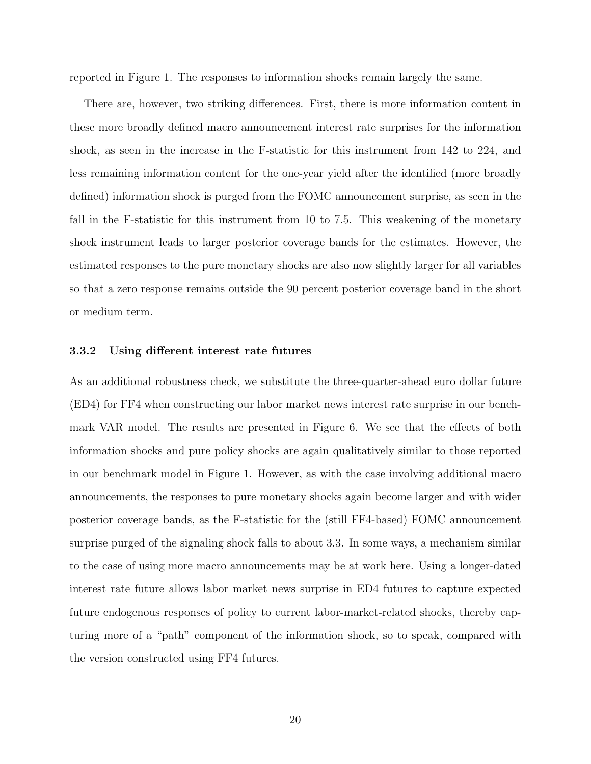reported in Figure 1. The responses to information shocks remain largely the same.

There are, however, two striking differences. First, there is more information content in these more broadly defined macro announcement interest rate surprises for the information shock, as seen in the increase in the F-statistic for this instrument from 142 to 224, and less remaining information content for the one-year yield after the identified (more broadly defined) information shock is purged from the FOMC announcement surprise, as seen in the fall in the F-statistic for this instrument from 10 to 7.5. This weakening of the monetary shock instrument leads to larger posterior coverage bands for the estimates. However, the estimated responses to the pure monetary shocks are also now slightly larger for all variables so that a zero response remains outside the 90 percent posterior coverage band in the short or medium term.

### 3.3.2 Using different interest rate futures

As an additional robustness check, we substitute the three-quarter-ahead euro dollar future (ED4) for FF4 when constructing our labor market news interest rate surprise in our benchmark VAR model. The results are presented in Figure 6. We see that the effects of both information shocks and pure policy shocks are again qualitatively similar to those reported in our benchmark model in Figure 1. However, as with the case involving additional macro announcements, the responses to pure monetary shocks again become larger and with wider posterior coverage bands, as the F-statistic for the (still FF4-based) FOMC announcement surprise purged of the signaling shock falls to about 3.3. In some ways, a mechanism similar to the case of using more macro announcements may be at work here. Using a longer-dated interest rate future allows labor market news surprise in ED4 futures to capture expected future endogenous responses of policy to current labor-market-related shocks, thereby capturing more of a "path" component of the information shock, so to speak, compared with the version constructed using FF4 futures.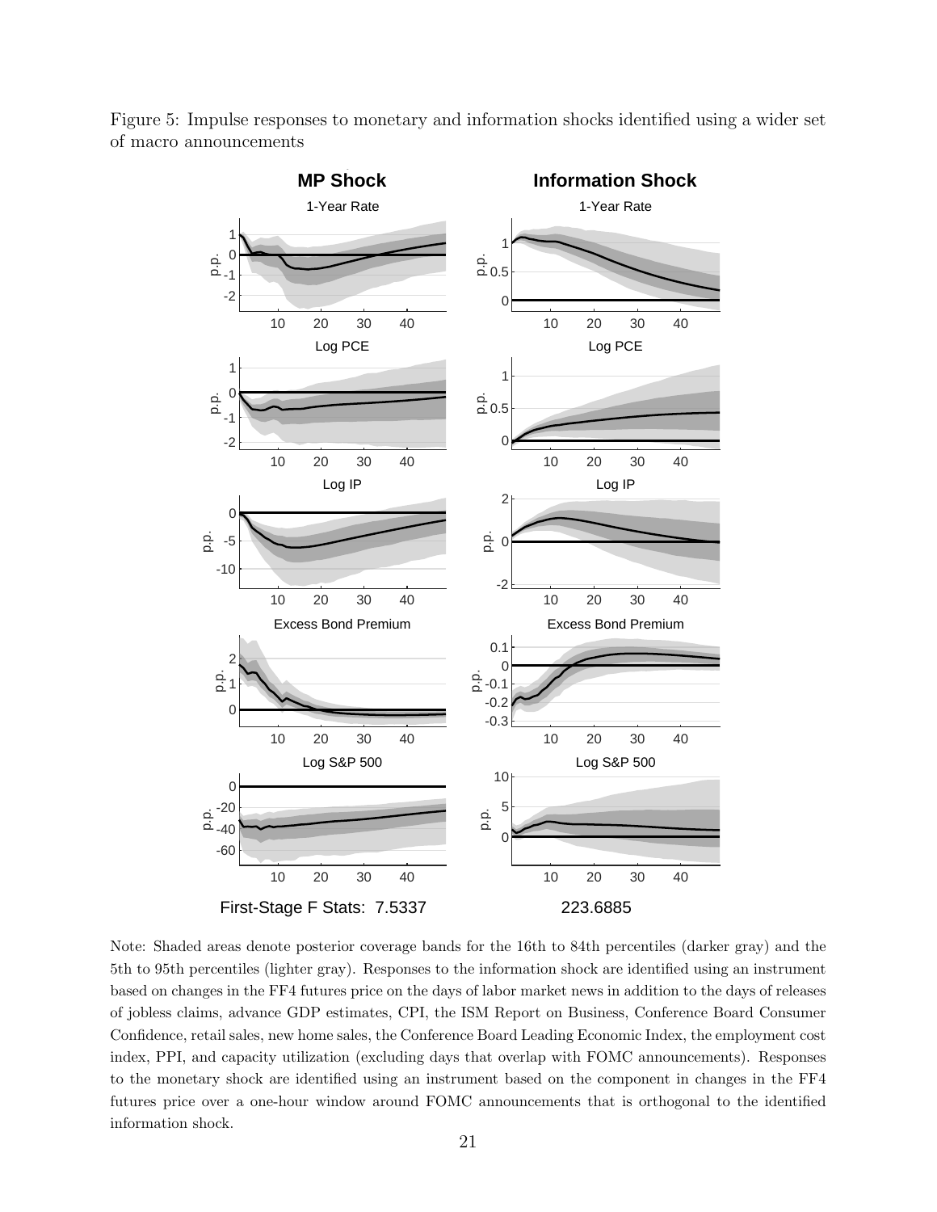Figure 5: Impulse responses to monetary and information shocks identified using a wider set of macro announcements

**MP Shock** | **Information Shock**

First-Stage F Stats: 7.5337 | 223.6885

Note: Shaded areas denote posterior coverage bands for the 16th to 84th percentiles (darker gray) and the 5th to 95th percentiles (lighter gray). Responses to the information shock are identified using an instrument based on changes in the FF4 futures price on the days of labor market news in addition to the days of releases of jobless claims, advance GDP estimates, CPI, the ISM Report on Business, Conference Board Consumer Confidence, retail sales, new home sales, the Conference Board Leading Economic Index, the employment cost index, PPI, and capacity utilization (excluding days that overlap with FOMC announcements). Responses to the monetary shock are identified using an instrument based on the component in changes in the FF4 futures price over a one-hour window around FOMC announcements that is orthogonal to the identified information shock.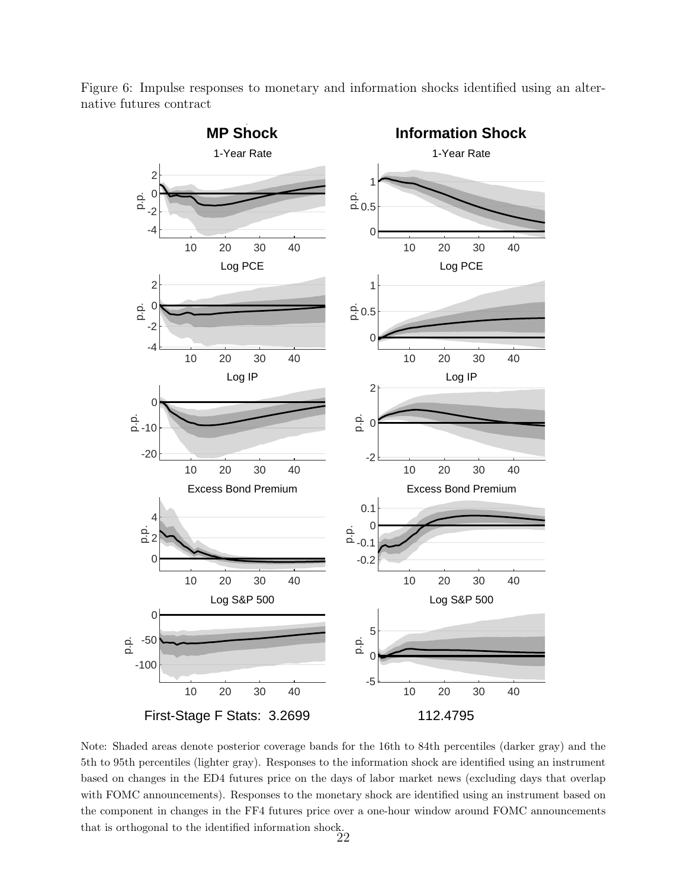Figure 6: Impulse responses to monetary and information shocks identified using an alternative futures contract

Note: Shaded areas denote posterior coverage bands for the 16th to 84th percentiles (darker gray) and the 5th to 95th percentiles (lighter gray). Responses to the information shock are identified using an instrument based on changes in the ED4 futures price on the days of labor market news (excluding days that overlap with FOMC announcements). Responses to the monetary shock are identified using an instrument based on the component in changes in the FF4 futures price over a one-hour window around FOMC announcements that is orthogonal to the identified information shock.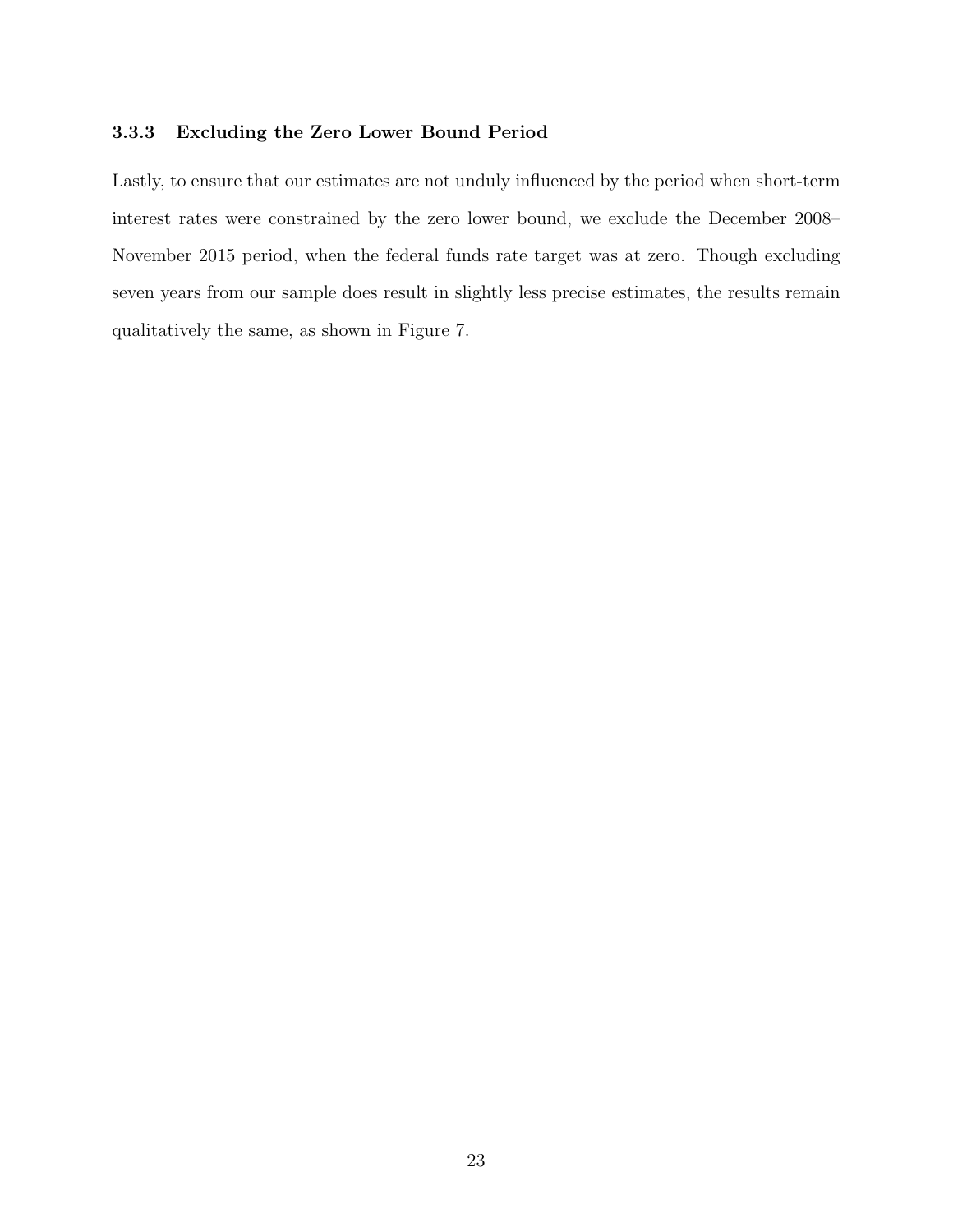### 3.3.3 Excluding the Zero Lower Bound Period

Lastly, to ensure that our estimates are not unduly influenced by the period when short-term interest rates were constrained by the zero lower bound, we exclude the December 2008–November 2015 period, when the federal funds rate target was at zero. Though excluding seven years from our sample does result in slightly less precise estimates, the results remain qualitatively the same, as shown in Figure 7.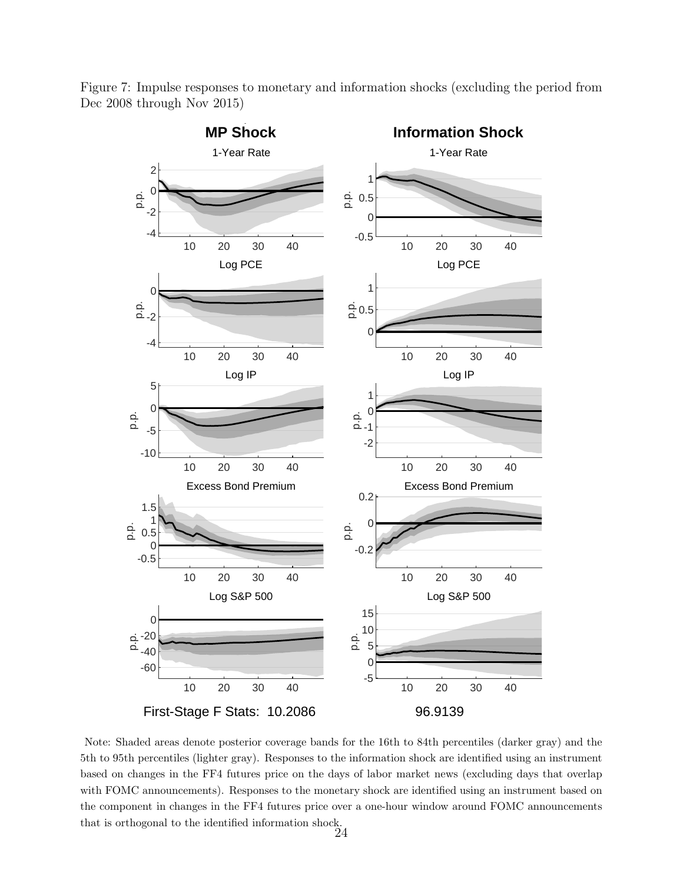Figure 7: Impulse responses to monetary and information shocks (excluding the period from Dec 2008 through Nov 2015)

Note: Shaded areas denote posterior coverage bands for the 16th to 84th percentiles (darker gray) and the 5th to 95th percentiles (lighter gray). Responses to the information shock are identified using an instrument based on changes in the FF4 futures price on the days of labor market news (excluding days that overlap with FOMC announcements). Responses to the monetary shock are identified using an instrument based on the component in changes in the FF4 futures price over a one-hour window around FOMC announcements that is orthogonal to the identified information shock.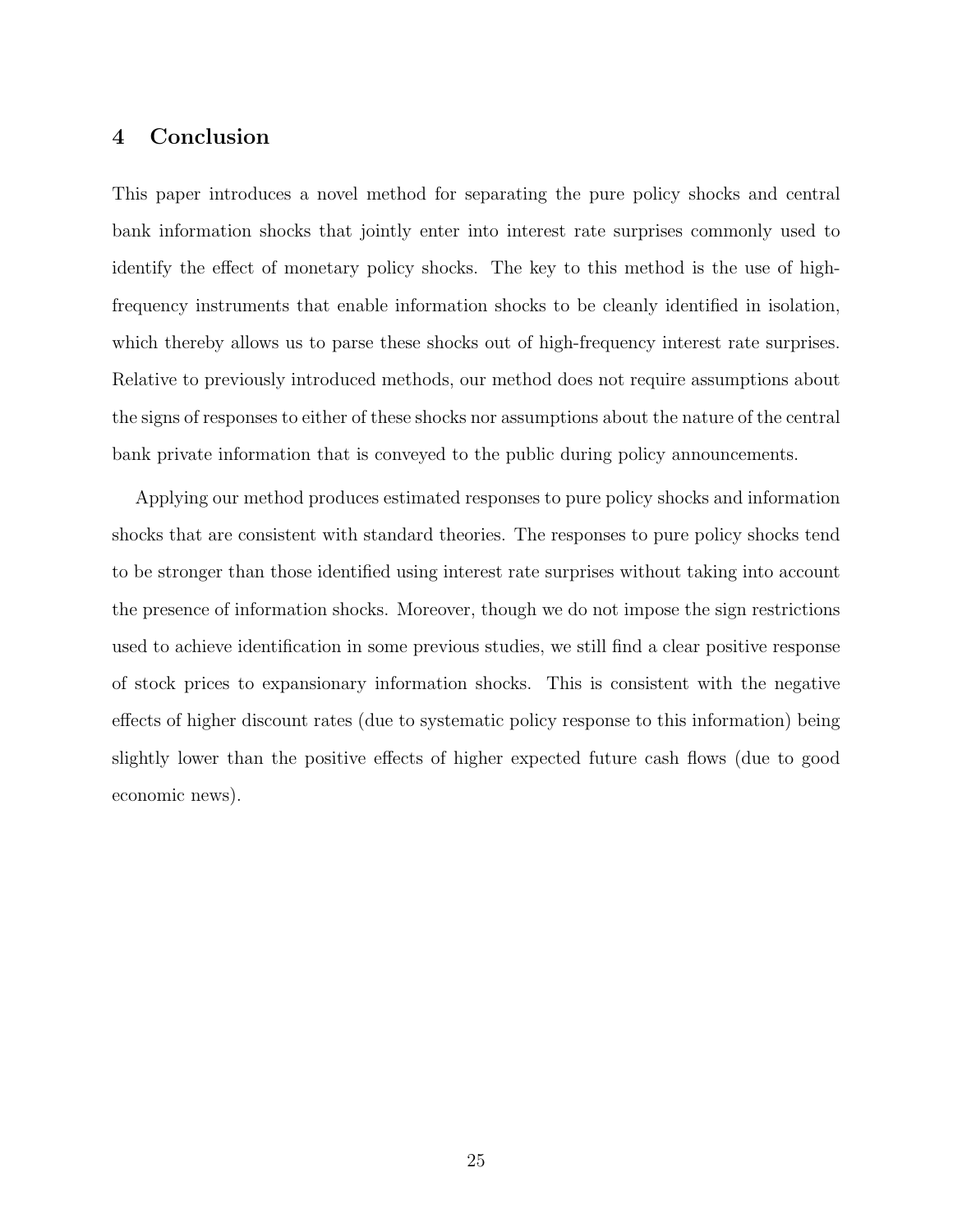## 4 Conclusion

This paper introduces a novel method for separating the pure policy shocks and central bank information shocks that jointly enter into interest rate surprises commonly used to identify the effect of monetary policy shocks. The key to this method is the use of high-frequency instruments that enable information shocks to be cleanly identified in isolation, which thereby allows us to parse these shocks out of high-frequency interest rate surprises. Relative to previously introduced methods, our method does not require assumptions about the signs of responses to either of these shocks nor assumptions about the nature of the central bank private information that is conveyed to the public during policy announcements.

Applying our method produces estimated responses to pure policy shocks and information shocks that are consistent with standard theories. The responses to pure policy shocks tend to be stronger than those identified using interest rate surprises without taking into account the presence of information shocks. Moreover, though we do not impose the sign restrictions used to achieve identification in some previous studies, we still find a clear positive response of stock prices to expansionary information shocks. This is consistent with the negative effects of higher discount rates (due to systematic policy response to this information) being slightly lower than the positive effects of higher expected future cash flows (due to good economic news).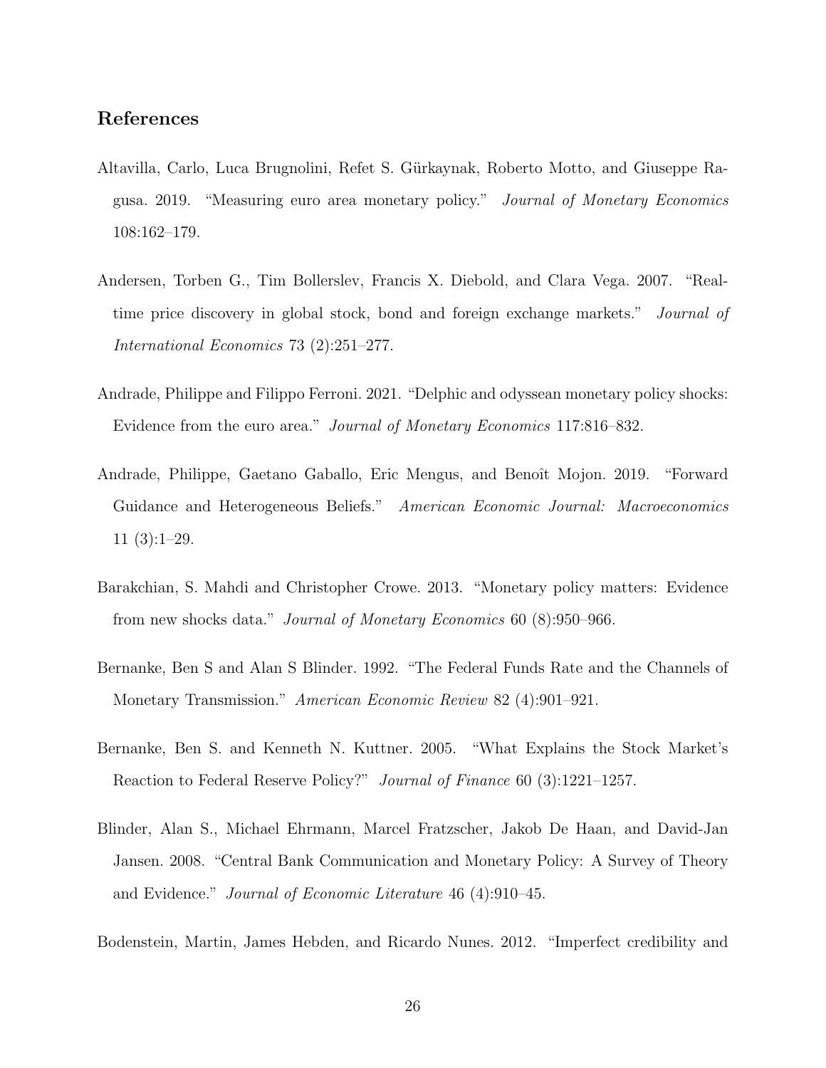## References

Altavilla, Carlo, Luca Brugnolini, Refet S. Gürkaynak, Roberto Motto, and Giuseppe Ragusa. 2019. "Measuring euro area monetary policy." *Journal of Monetary Economics* 108:162–179.

Andersen, Torben G., Tim Bollerslev, Francis X. Diebold, and Clara Vega. 2007. "Real-time price discovery in global stock, bond and foreign exchange markets." *Journal of International Economics* 73 (2):251–277.

Andrade, Philippe and Filippo Ferroni. 2021. "Delphic and odyssean monetary policy shocks: Evidence from the euro area." *Journal of Monetary Economics* 117:816–832.

Andrade, Philippe, Gaetano Gaballo, Eric Mengus, and Benoît Mojon. 2019. "Forward Guidance and Heterogeneous Beliefs." *American Economic Journal: Macroeconomics* 11 (3):1–29.

Barakchian, S. Mahdi and Christopher Crowe. 2013. "Monetary policy matters: Evidence from new shocks data." *Journal of Monetary Economics* 60 (8):950–966.

Bernanke, Ben S and Alan S Blinder. 1992. "The Federal Funds Rate and the Channels of Monetary Transmission." *American Economic Review* 82 (4):901–921.

Bernanke, Ben S. and Kenneth N. Kuttner. 2005. "What Explains the Stock Market's Reaction to Federal Reserve Policy?" *Journal of Finance* 60 (3):1221–1257.

Blinder, Alan S., Michael Ehrmann, Marcel Fratzscher, Jakob De Haan, and David-Jan Jansen. 2008. "Central Bank Communication and Monetary Policy: A Survey of Theory and Evidence." *Journal of Economic Literature* 46 (4):910–45.

Bodenstein, Martin, James Hebden, and Ricardo Nunes. 2012. "Imperfect credibility and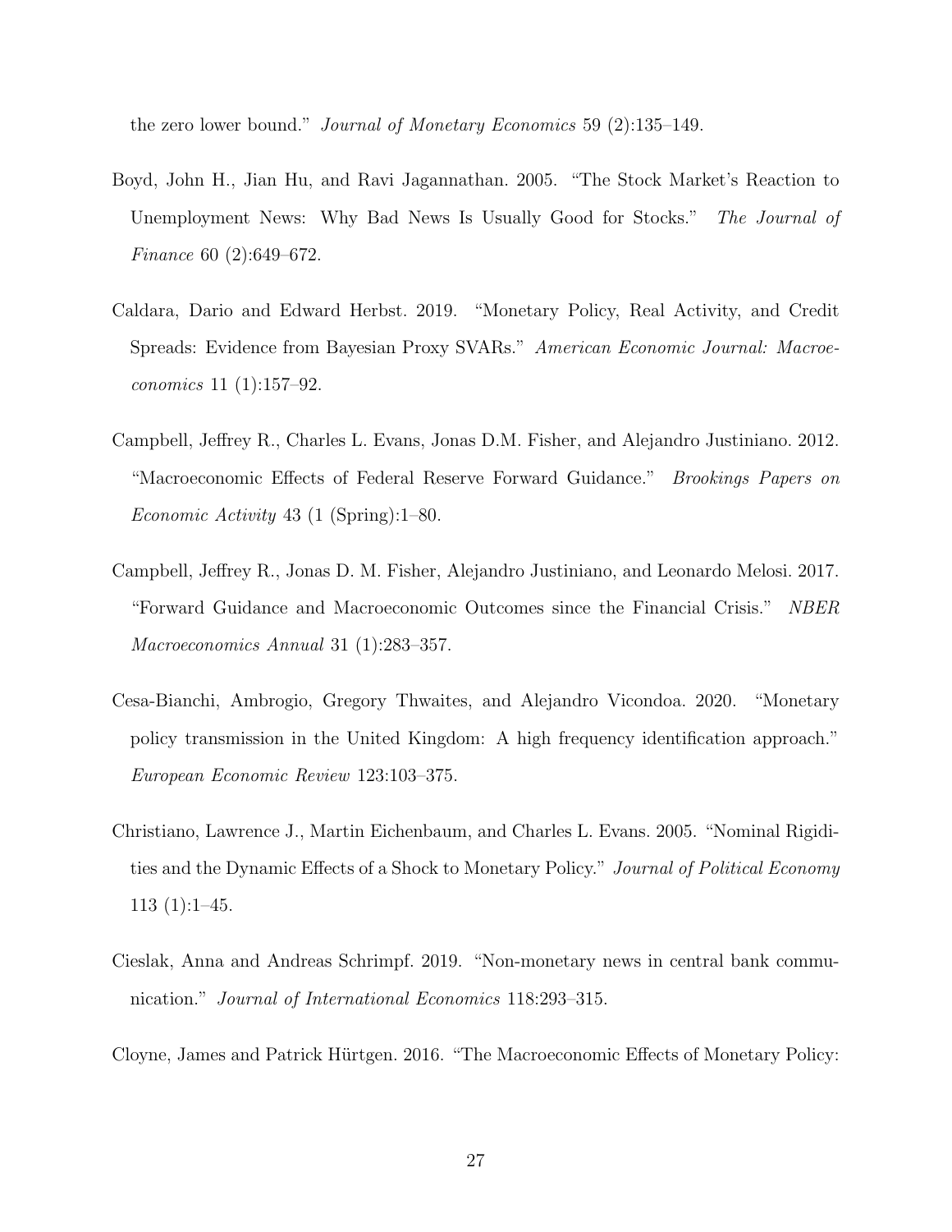the zero lower bound." *Journal of Monetary Economics* 59 (2):135–149.

Boyd, John H., Jian Hu, and Ravi Jagannathan. 2005. "The Stock Market's Reaction to Unemployment News: Why Bad News Is Usually Good for Stocks." *The Journal of Finance* 60 (2):649–672.

Caldara, Dario and Edward Herbst. 2019. "Monetary Policy, Real Activity, and Credit Spreads: Evidence from Bayesian Proxy SVARs." *American Economic Journal: Macroeconomics* 11 (1):157–92.

Campbell, Jeffrey R., Charles L. Evans, Jonas D.M. Fisher, and Alejandro Justiniano. 2012. "Macroeconomic Effects of Federal Reserve Forward Guidance." *Brookings Papers on Economic Activity* 43 (1 (Spring):1–80.

Campbell, Jeffrey R., Jonas D. M. Fisher, Alejandro Justiniano, and Leonardo Melosi. 2017. "Forward Guidance and Macroeconomic Outcomes since the Financial Crisis." *NBER Macroeconomics Annual* 31 (1):283–357.

Cesa-Bianchi, Ambrogio, Gregory Thwaites, and Alejandro Vicondoa. 2020. "Monetary policy transmission in the United Kingdom: A high frequency identification approach." *European Economic Review* 123:103–375.

Christiano, Lawrence J., Martin Eichenbaum, and Charles L. Evans. 2005. "Nominal Rigidities and the Dynamic Effects of a Shock to Monetary Policy." *Journal of Political Economy* 113 (1):1–45.

Cieslak, Anna and Andreas Schrimpf. 2019. "Non-monetary news in central bank communication." *Journal of International Economics* 118:293–315.

Cloyne, James and Patrick Hürtgen. 2016. "The Macroeconomic Effects of Monetary Policy: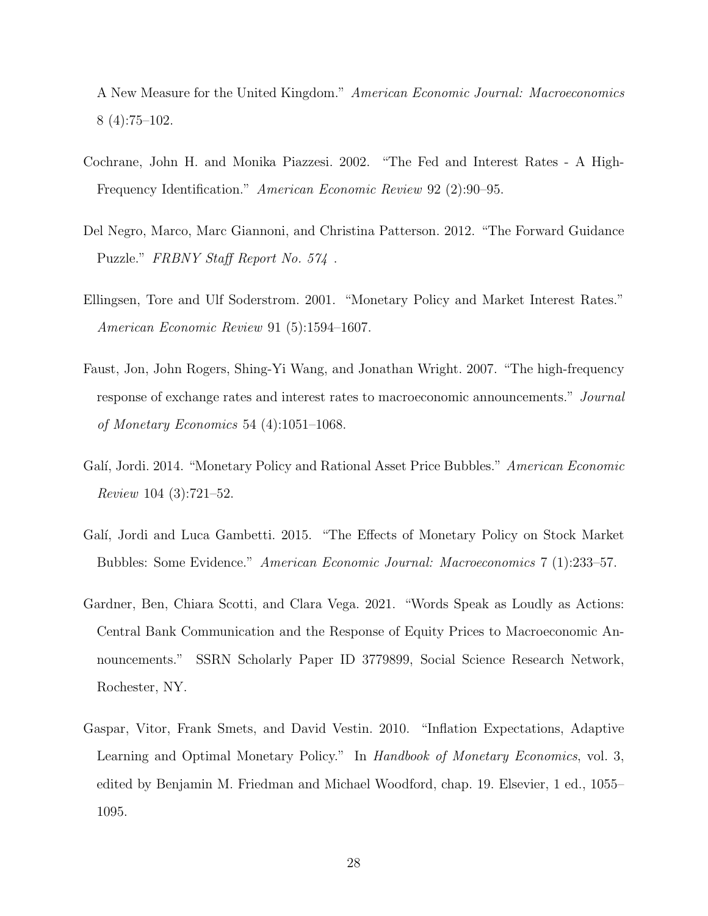A New Measure for the United Kingdom." *American Economic Journal: Macroeconomics* 8 (4):75–102.

Cochrane, John H. and Monika Piazzesi. 2002. "The Fed and Interest Rates - A High-Frequency Identification." *American Economic Review* 92 (2):90–95.

Del Negro, Marco, Marc Giannoni, and Christina Patterson. 2012. "The Forward Guidance Puzzle." *FRBNY Staff Report No. 574* .

Ellingsen, Tore and Ulf Soderstrom. 2001. "Monetary Policy and Market Interest Rates." *American Economic Review* 91 (5):1594–1607.

Faust, Jon, John Rogers, Shing-Yi Wang, and Jonathan Wright. 2007. "The high-frequency response of exchange rates and interest rates to macroeconomic announcements." *Journal of Monetary Economics* 54 (4):1051–1068.

Galí, Jordi. 2014. "Monetary Policy and Rational Asset Price Bubbles." *American Economic Review* 104 (3):721–52.

Galí, Jordi and Luca Gambetti. 2015. "The Effects of Monetary Policy on Stock Market Bubbles: Some Evidence." *American Economic Journal: Macroeconomics* 7 (1):233–57.

Gardner, Ben, Chiara Scotti, and Clara Vega. 2021. "Words Speak as Loudly as Actions: Central Bank Communication and the Response of Equity Prices to Macroeconomic Announcements." SSRN Scholarly Paper ID 3779899, Social Science Research Network, Rochester, NY.

Gaspar, Vitor, Frank Smets, and David Vestin. 2010. "Inflation Expectations, Adaptive Learning and Optimal Monetary Policy." In *Handbook of Monetary Economics*, vol. 3, edited by Benjamin M. Friedman and Michael Woodford, chap. 19. Elsevier, 1 ed., 1055–1095.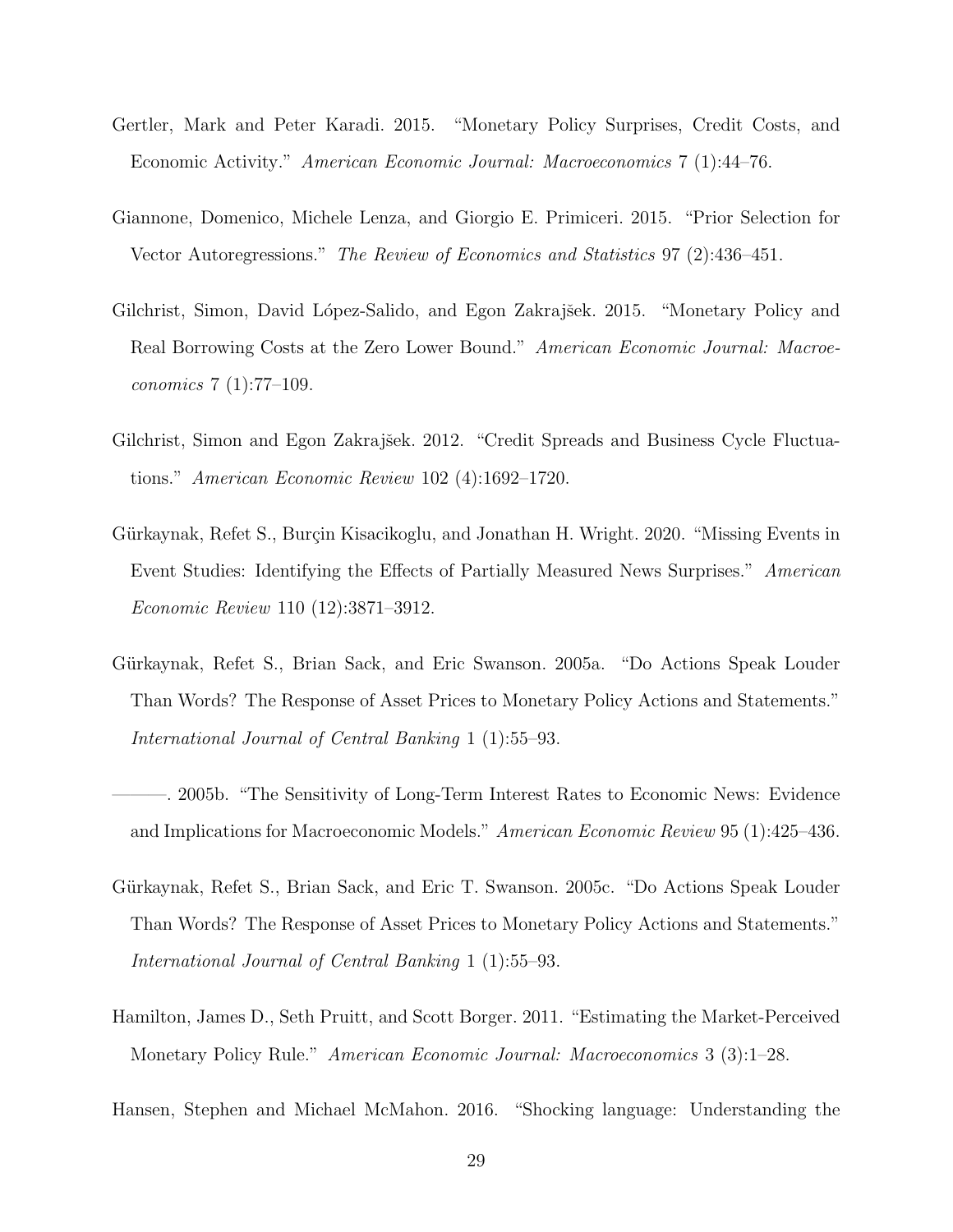Gertler, Mark and Peter Karadi. 2015. "Monetary Policy Surprises, Credit Costs, and Economic Activity." *American Economic Journal: Macroeconomics* 7 (1):44–76.

Giannone, Domenico, Michele Lenza, and Giorgio E. Primiceri. 2015. "Prior Selection for Vector Autoregressions." *The Review of Economics and Statistics* 97 (2):436–451.

Gilchrist, Simon, David López-Salido, and Egon Zakrajšek. 2015. "Monetary Policy and Real Borrowing Costs at the Zero Lower Bound." *American Economic Journal: Macroeconomics* 7 (1):77–109.

Gilchrist, Simon and Egon Zakrajšek. 2012. "Credit Spreads and Business Cycle Fluctuations." *American Economic Review* 102 (4):1692–1720.

Gürkaynak, Refet S., Burçin Kisacikoglu, and Jonathan H. Wright. 2020. "Missing Events in Event Studies: Identifying the Effects of Partially Measured News Surprises." *American Economic Review* 110 (12):3871–3912.

Gürkaynak, Refet S., Brian Sack, and Eric Swanson. 2005a. "Do Actions Speak Louder Than Words? The Response of Asset Prices to Monetary Policy Actions and Statements." *International Journal of Central Banking* 1 (1):55–93.

———. 2005b. "The Sensitivity of Long-Term Interest Rates to Economic News: Evidence and Implications for Macroeconomic Models." *American Economic Review* 95 (1):425–436.

Gürkaynak, Refet S., Brian Sack, and Eric T. Swanson. 2005c. "Do Actions Speak Louder Than Words? The Response of Asset Prices to Monetary Policy Actions and Statements." *International Journal of Central Banking* 1 (1):55–93.

Hamilton, James D., Seth Pruitt, and Scott Borger. 2011. "Estimating the Market-Perceived Monetary Policy Rule." *American Economic Journal: Macroeconomics* 3 (3):1–28.

Hansen, Stephen and Michael McMahon. 2016. "Shocking language: Understanding the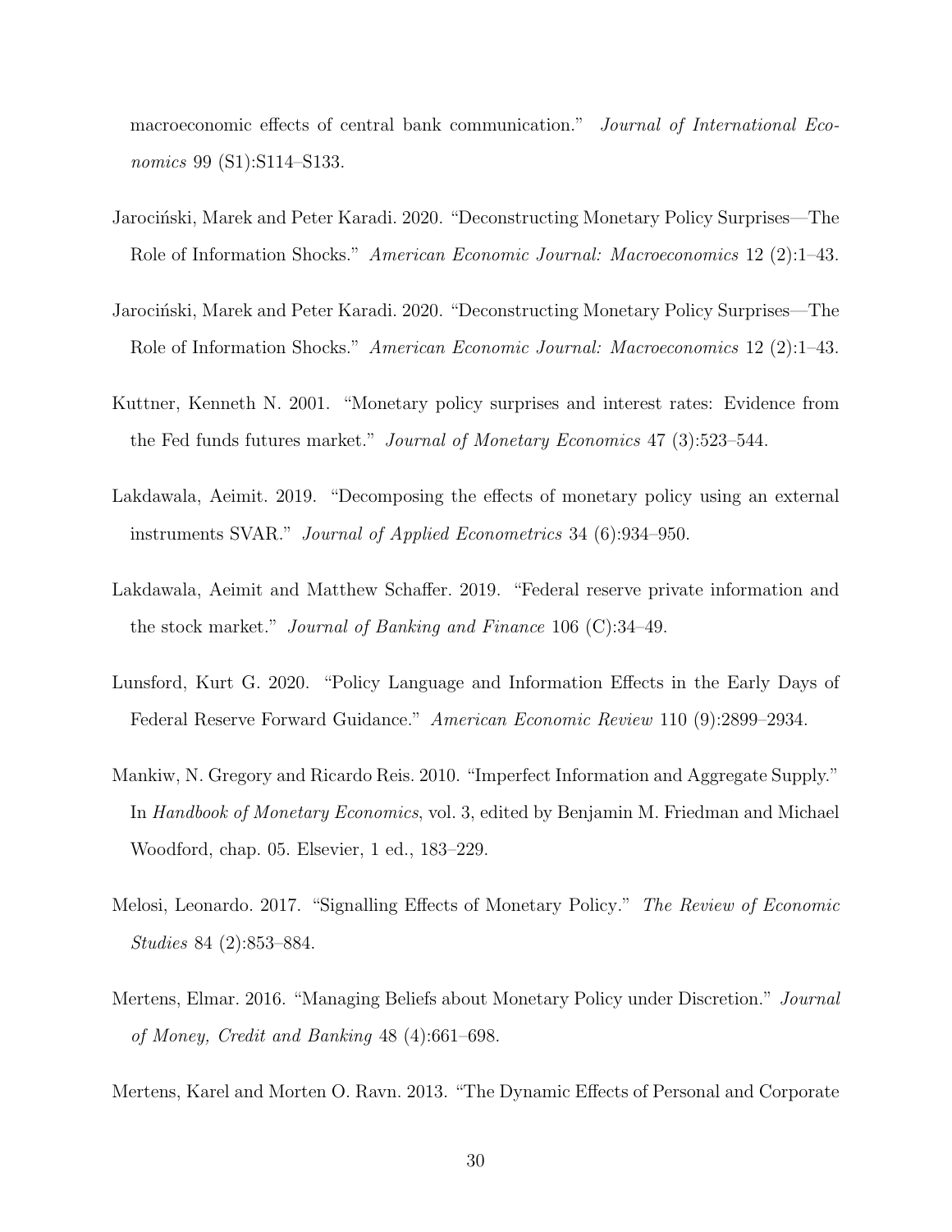macroeconomic effects of central bank communication." *Journal of International Economics* 99 (S1):S114–S133.

Jarociński, Marek and Peter Karadi. 2020. "Deconstructing Monetary Policy Surprises—The Role of Information Shocks." *American Economic Journal: Macroeconomics* 12 (2):1–43.

Jarociński, Marek and Peter Karadi. 2020. "Deconstructing Monetary Policy Surprises—The Role of Information Shocks." *American Economic Journal: Macroeconomics* 12 (2):1–43.

Kuttner, Kenneth N. 2001. "Monetary policy surprises and interest rates: Evidence from the Fed funds futures market." *Journal of Monetary Economics* 47 (3):523–544.

Lakdawala, Aeimit. 2019. "Decomposing the effects of monetary policy using an external instruments SVAR." *Journal of Applied Econometrics* 34 (6):934–950.

Lakdawala, Aeimit and Matthew Schaffer. 2019. "Federal reserve private information and the stock market." *Journal of Banking and Finance* 106 (C):34–49.

Lunsford, Kurt G. 2020. "Policy Language and Information Effects in the Early Days of Federal Reserve Forward Guidance." *American Economic Review* 110 (9):2899–2934.

Mankiw, N. Gregory and Ricardo Reis. 2010. "Imperfect Information and Aggregate Supply." In *Handbook of Monetary Economics*, vol. 3, edited by Benjamin M. Friedman and Michael Woodford, chap. 05. Elsevier, 1 ed., 183–229.

Melosi, Leonardo. 2017. "Signalling Effects of Monetary Policy." *The Review of Economic Studies* 84 (2):853–884.

Mertens, Elmar. 2016. "Managing Beliefs about Monetary Policy under Discretion." *Journal of Money, Credit and Banking* 48 (4):661–698.

Mertens, Karel and Morten O. Ravn. 2013. "The Dynamic Effects of Personal and Corporate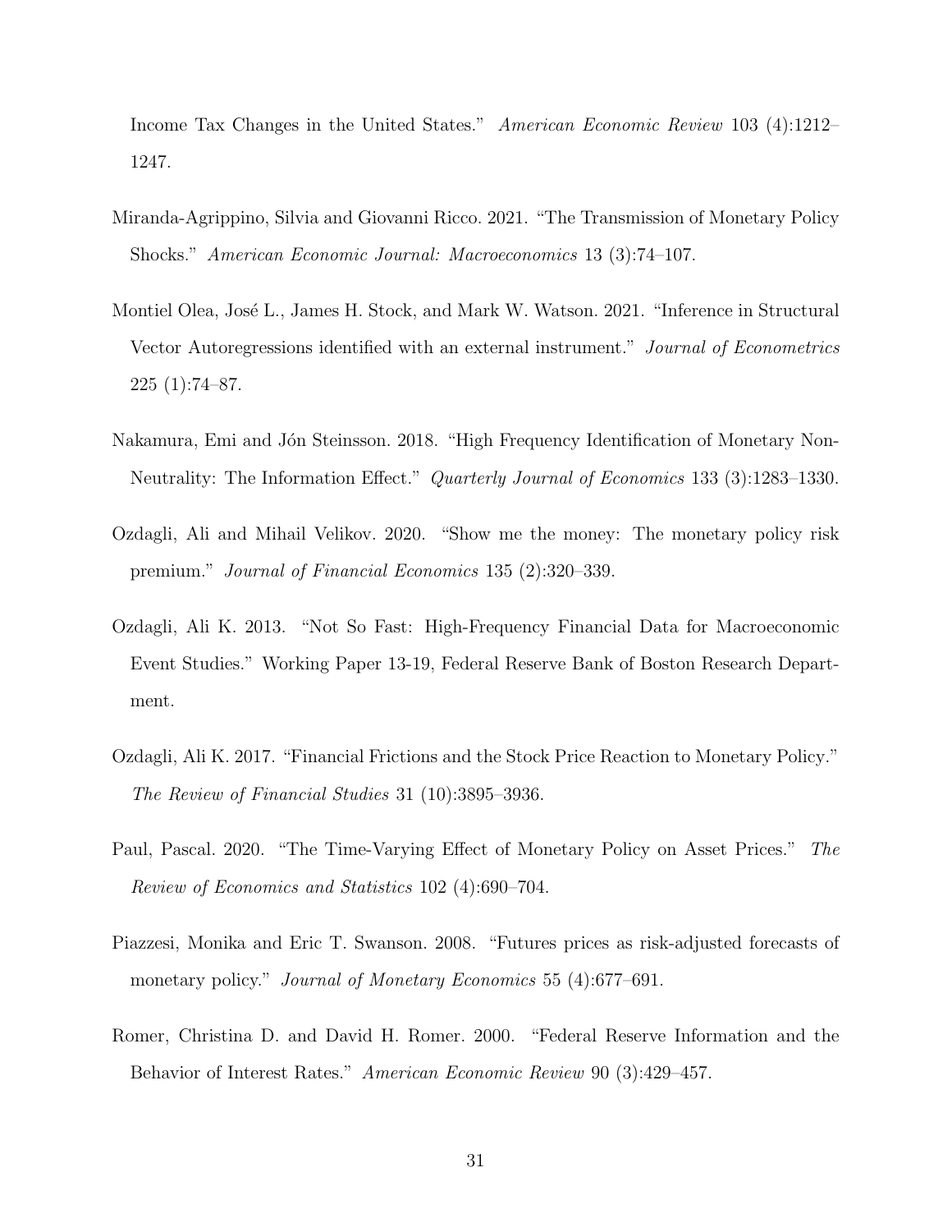Income Tax Changes in the United States." *American Economic Review* 103 (4):1212–1247.

Miranda-Agrippino, Silvia and Giovanni Ricco. 2021. "The Transmission of Monetary Policy Shocks." *American Economic Journal: Macroeconomics* 13 (3):74–107.

Montiel Olea, José L., James H. Stock, and Mark W. Watson. 2021. "Inference in Structural Vector Autoregressions identified with an external instrument." *Journal of Econometrics* 225 (1):74–87.

Nakamura, Emi and Jón Steinsson. 2018. "High Frequency Identification of Monetary Non-Neutrality: The Information Effect." *Quarterly Journal of Economics* 133 (3):1283–1330.

Ozdagli, Ali and Mihail Velikov. 2020. "Show me the money: The monetary policy risk premium." *Journal of Financial Economics* 135 (2):320–339.

Ozdagli, Ali K. 2013. "Not So Fast: High-Frequency Financial Data for Macroeconomic Event Studies." Working Paper 13-19, Federal Reserve Bank of Boston Research Department.

Ozdagli, Ali K. 2017. "Financial Frictions and the Stock Price Reaction to Monetary Policy." *The Review of Financial Studies* 31 (10):3895–3936.

Paul, Pascal. 2020. "The Time-Varying Effect of Monetary Policy on Asset Prices." *The Review of Economics and Statistics* 102 (4):690–704.

Piazzesi, Monika and Eric T. Swanson. 2008. "Futures prices as risk-adjusted forecasts of monetary policy." *Journal of Monetary Economics* 55 (4):677–691.

Romer, Christina D. and David H. Romer. 2000. "Federal Reserve Information and the Behavior of Interest Rates." *American Economic Review* 90 (3):429–457.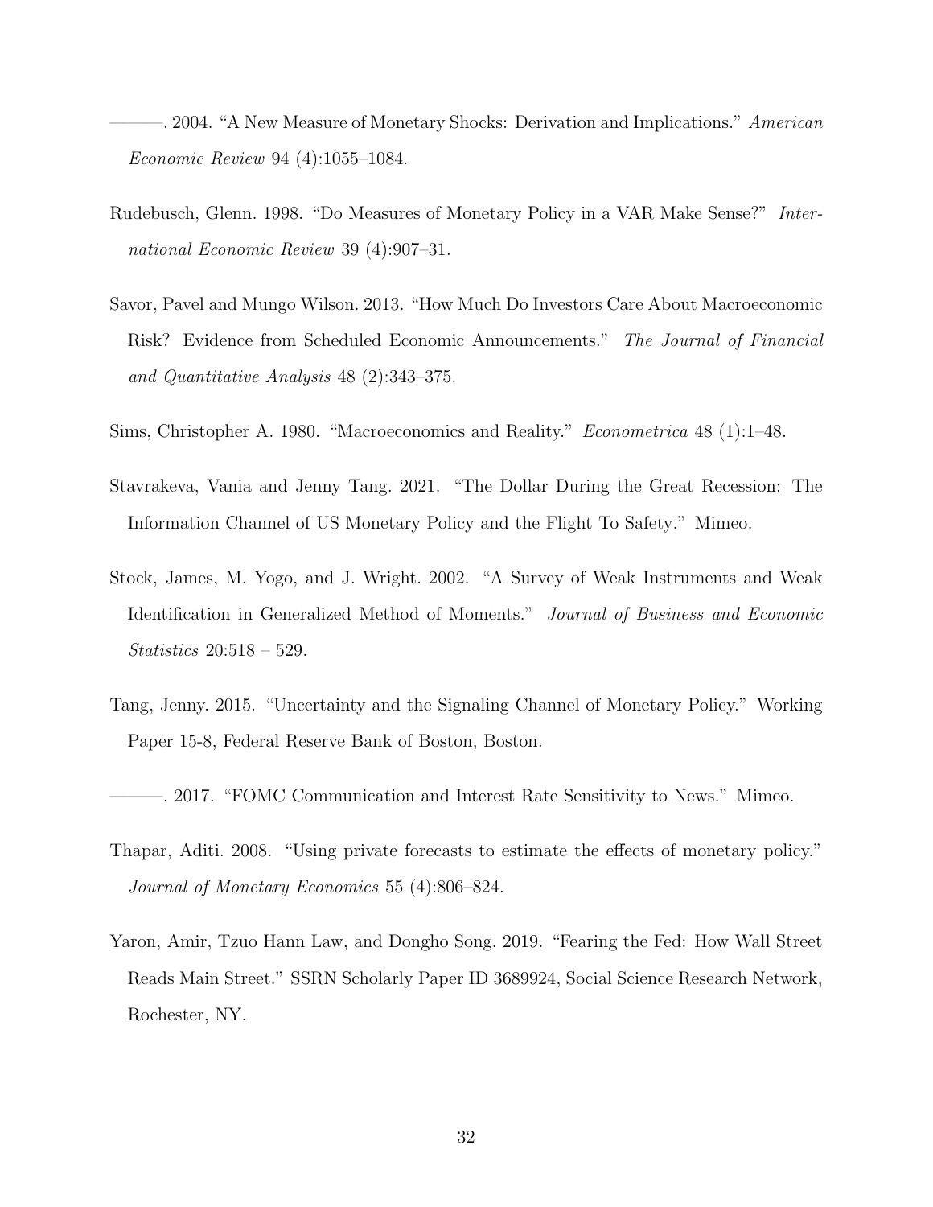———. 2004. "A New Measure of Monetary Shocks: Derivation and Implications." *American Economic Review* 94 (4):1055–1084.

Rudebusch, Glenn. 1998. "Do Measures of Monetary Policy in a VAR Make Sense?" *International Economic Review* 39 (4):907–31.

Savor, Pavel and Mungo Wilson. 2013. "How Much Do Investors Care About Macroeconomic Risk? Evidence from Scheduled Economic Announcements." *The Journal of Financial and Quantitative Analysis* 48 (2):343–375.

Sims, Christopher A. 1980. "Macroeconomics and Reality." *Econometrica* 48 (1):1–48.

Stavrakeva, Vania and Jenny Tang. 2021. "The Dollar During the Great Recession: The Information Channel of US Monetary Policy and the Flight To Safety." Mimeo.

Stock, James, M. Yogo, and J. Wright. 2002. "A Survey of Weak Instruments and Weak Identification in Generalized Method of Moments." *Journal of Business and Economic Statistics* 20:518 – 529.

Tang, Jenny. 2015. "Uncertainty and the Signaling Channel of Monetary Policy." Working Paper 15-8, Federal Reserve Bank of Boston, Boston.

———. 2017. "FOMC Communication and Interest Rate Sensitivity to News." Mimeo.

Thapar, Aditi. 2008. "Using private forecasts to estimate the effects of monetary policy." *Journal of Monetary Economics* 55 (4):806–824.

Yaron, Amir, Tzuo Hann Law, and Dongho Song. 2019. "Fearing the Fed: How Wall Street Reads Main Street." SSRN Scholarly Paper ID 3689924, Social Science Research Network, Rochester, NY.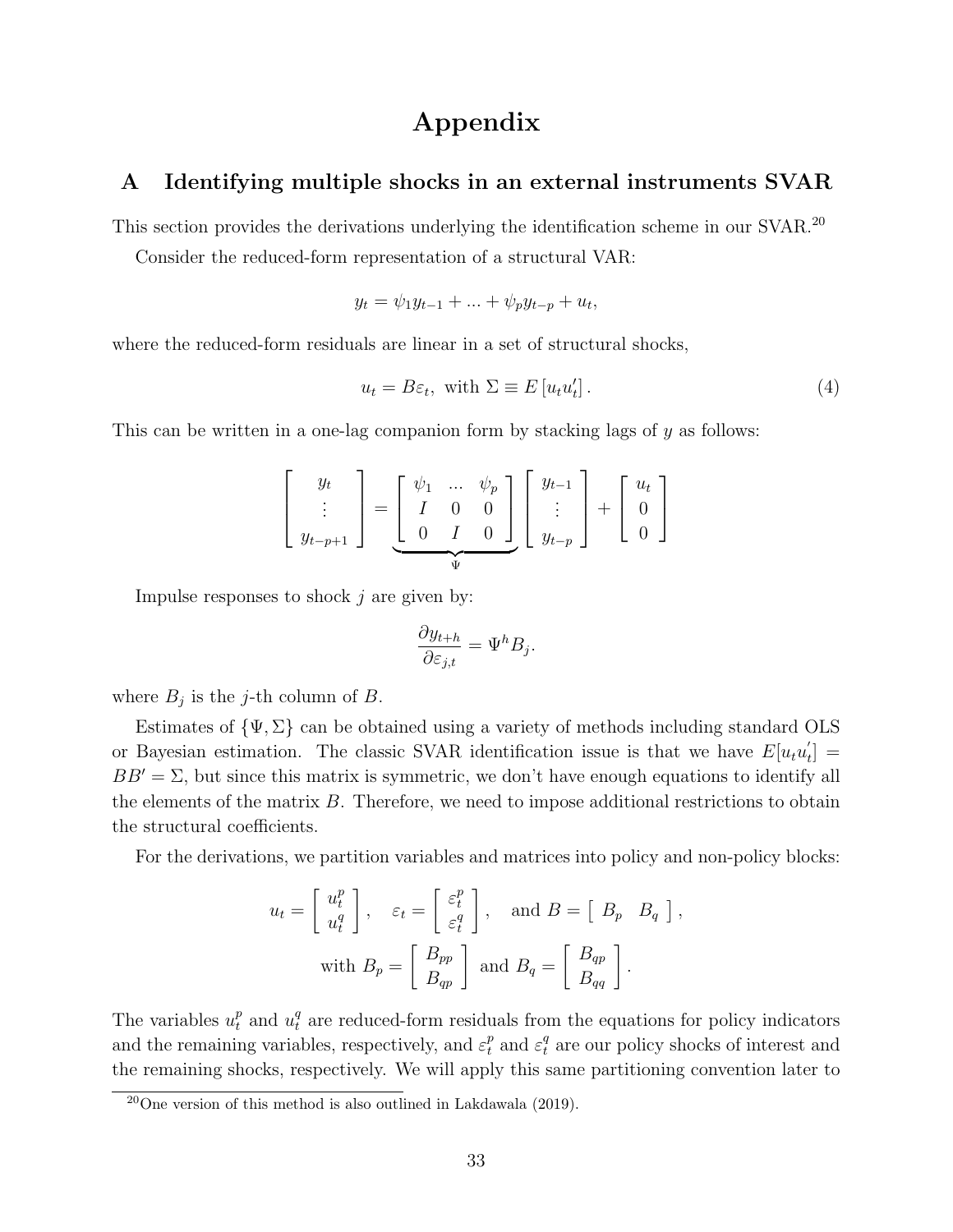# Appendix

## A Identifying multiple shocks in an external instruments SVAR

This section provides the derivations underlying the identification scheme in our SVAR.[20]

Consider the reduced-form representation of a structural VAR:

$$y_t = \psi_1 y_{t-1} + ... + \psi_p y_{t-p} + u_t,$$

where the reduced-form residuals are linear in a set of structural shocks,

$$u_t = B\varepsilon_t, \text{ with } \Sigma \equiv E\left[u_t u_t'\right]. \tag{4}$$

This can be written in a one-lag companion form by stacking lags of $y$ as follows:

$$\begin{bmatrix} y_t \\ \vdots \\ y_{t-p+1} \end{bmatrix} = \underbrace{\begin{bmatrix} \psi_1 & ... & \psi_p \\ I & 0 & 0 \\ 0 & I & 0 \end{bmatrix}}_{\Psi} \begin{bmatrix} y_{t-1} \\ \vdots \\ y_{t-p} \end{bmatrix} + \begin{bmatrix} u_t \\ 0 \\ 0 \end{bmatrix}$$

Impulse responses to shock $j$ are given by:

$$\frac{\partial y_{t+h}}{\partial \varepsilon_{j,t}} = \Psi^h B_j.$$

where $B_j$ is the $j$-th column of $B$.

Estimates of $\{\Psi, \Sigma\}$ can be obtained using a variety of methods including standard OLS or Bayesian estimation. The classic SVAR identification issue is that we have $E[u_t u_t'] = BB' = \Sigma$, but since this matrix is symmetric, we don't have enough equations to identify all the elements of the matrix $B$. Therefore, we need to impose additional restrictions to obtain the structural coefficients.

For the derivations, we partition variables and matrices into policy and non-policy blocks:

$$u_t = \begin{bmatrix} u_t^p \\ u_t^q \end{bmatrix}, \quad \varepsilon_t = \begin{bmatrix} \varepsilon_t^p \\ \varepsilon_t^q \end{bmatrix}, \quad \text{and } B = \begin{bmatrix} B_p & B_q \end{bmatrix},$$

$$\text{with } B_p = \begin{bmatrix} B_{pp} \\ B_{qp} \end{bmatrix} \text{ and } B_q = \begin{bmatrix} B_{qp} \\ B_{qq} \end{bmatrix}.$$

The variables $u_t^p$ and $u_t^q$ are reduced-form residuals from the equations for policy indicators and the remaining variables, respectively, and $\varepsilon_t^p$ and $\varepsilon_t^q$ are our policy shocks of interest and the remaining shocks, respectively. We will apply this same partitioning convention later to

[20] One version of this method is also outlined in Lakdawala (2019).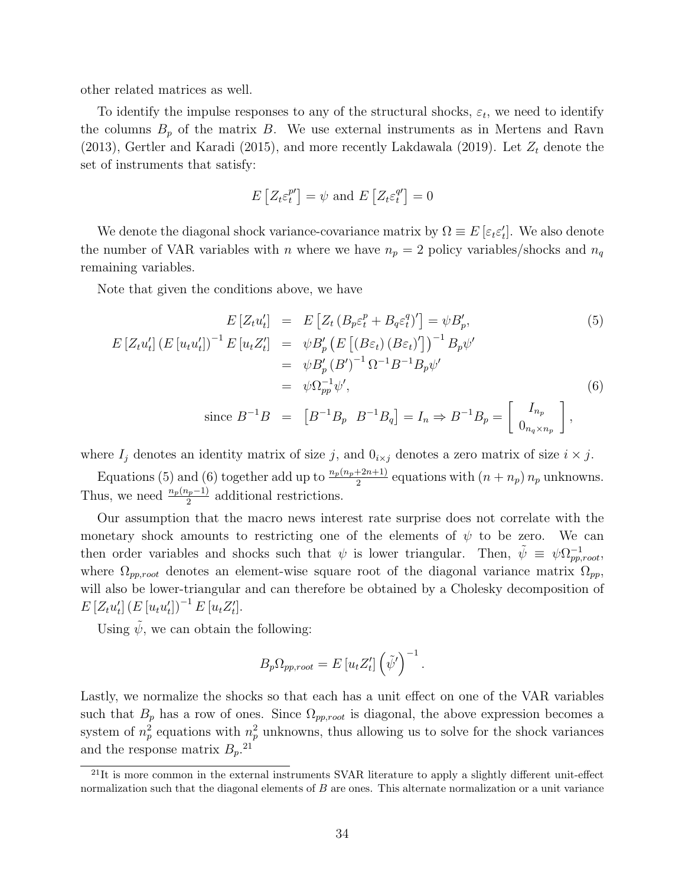other related matrices as well.

To identify the impulse responses to any of the structural shocks, $\varepsilon_t$, we need to identify the columns $B_p$ of the matrix $B$. We use external instruments as in Mertens and Ravn (2013), Gertler and Karadi (2015), and more recently Lakdawala (2019). Let $Z_t$ denote the set of instruments that satisfy:

$$E\left[Z_t \varepsilon_t^{p\prime}\right] = \psi \text{ and } E\left[Z_t \varepsilon_t^{q\prime}\right] = 0$$

We denote the diagonal shock variance-covariance matrix by $\Omega \equiv E\left[\varepsilon_t \varepsilon_t'\right]$. We also denote the number of VAR variables with $n$ where we have $n_p = 2$ policy variables/shocks and $n_q$ remaining variables.

Note that given the conditions above, we have

$$E\left[Z_t u_t'\right] = E\left[Z_t \left(B_p \varepsilon_t^p + B_q \varepsilon_t^q\right)'\right] = \psi B_p', \tag{5}$$

$$\begin{aligned}
E\left[Z_t u_t'\right]\left(E\left[u_t u_t'\right]\right)^{-1} E\left[u_t Z_t'\right] &= \psi B_p' \left(E\left[\left(B\varepsilon_t\right)\left(B\varepsilon_t\right)'\right]\right)^{-1} B_p \psi' \\
&= \psi B_p' \left(B'\right)^{-1} \Omega^{-1} B^{-1} B_p \psi' \\
&= \psi \Omega_{pp}^{-1} \psi', 
\end{aligned} \tag{6}$$

$$\text{since } B^{-1}B = \begin{bmatrix} B^{-1}B_p & B^{-1}B_q \end{bmatrix} = I_n \Rightarrow B^{-1}B_p = \begin{bmatrix} I_{n_p} \\ 0_{n_q \times n_p} \end{bmatrix},$$

where $I_j$ denotes an identity matrix of size $j$, and $0_{i \times j}$ denotes a zero matrix of size $i \times j$.

Equations (5) and (6) together add up to $\frac{n_p(n_p+2n+1)}{2}$ equations with $(n+n_p)\,n_p$ unknowns. Thus, we need $\frac{n_p(n_p-1)}{2}$ additional restrictions.

Our assumption that the macro news interest rate surprise does not correlate with the monetary shock amounts to restricting one of the elements of $\psi$ to be zero. We can then order variables and shocks such that $\psi$ is lower triangular. Then, $\tilde{\psi} \equiv \psi \Omega_{pp,root}^{-1}$, where $\Omega_{pp,root}$ denotes an element-wise square root of the diagonal variance matrix $\Omega_{pp}$, will also be lower-triangular and can therefore be obtained by a Cholesky decomposition of $E\left[Z_t u_t'\right]\left(E\left[u_t u_t'\right]\right)^{-1} E\left[u_t Z_t'\right]$.

Using $\tilde{\psi}$, we can obtain the following:

$$B_p \Omega_{pp,root} = E\left[u_t Z_t'\right]\left(\tilde{\psi}'\right)^{-1}.$$

Lastly, we normalize the shocks so that each has a unit effect on one of the VAR variables such that $B_p$ has a row of ones. Since $\Omega_{pp,root}$ is diagonal, the above expression becomes a system of $n_p^2$ equations with $n_p^2$ unknowns, thus allowing us to solve for the shock variances and the response matrix $B_p$.[21]

[21] It is more common in the external instruments SVAR literature to apply a slightly different unit-effect normalization such that the diagonal elements of $B$ are ones. This alternate normalization or a unit variance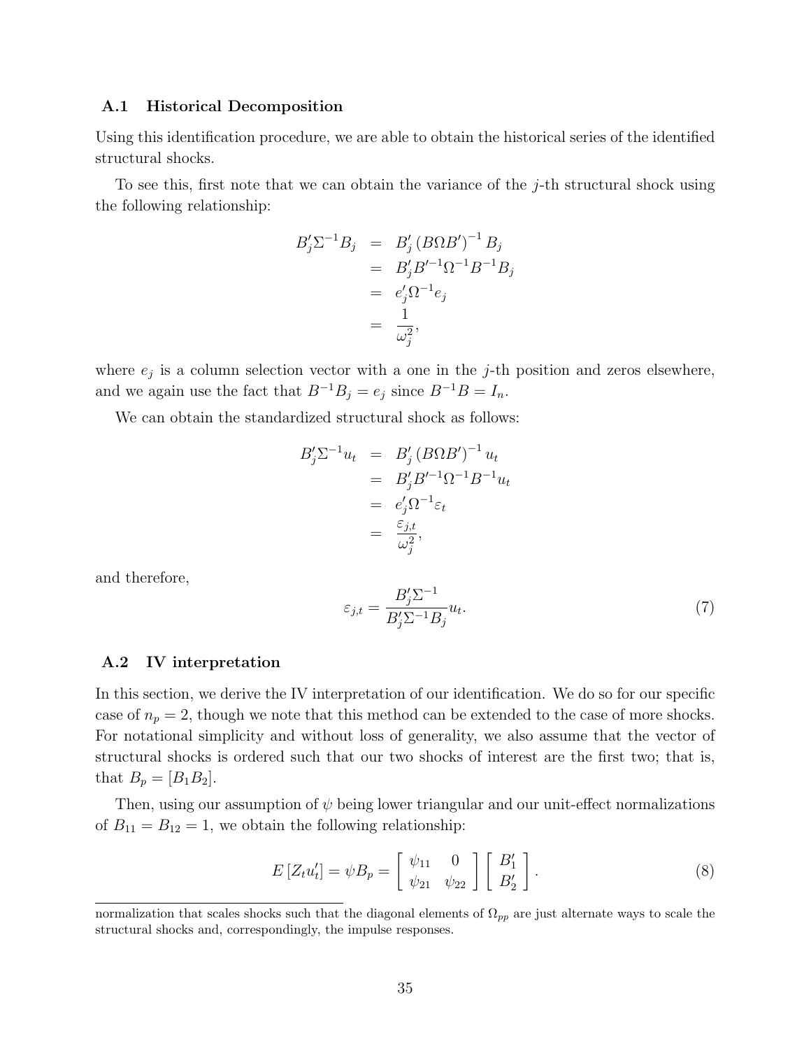### A.1 Historical Decomposition

Using this identification procedure, we are able to obtain the historical series of the identified structural shocks.

To see this, first note that we can obtain the variance of the $j$-th structural shock using the following relationship:

$$
\begin{aligned}
B_j' \Sigma^{-1} B_j &= B_j' \left(B \Omega B'\right)^{-1} B_j \\
&= B_j' B'^{-1} \Omega^{-1} B^{-1} B_j \\
&= e_j' \Omega^{-1} e_j \\
&= \frac{1}{\omega_j^2},
\end{aligned}
$$

where $e_j$ is a column selection vector with a one in the $j$-th position and zeros elsewhere, and we again use the fact that $B^{-1} B_j = e_j$ since $B^{-1} B = I_n$.

We can obtain the standardized structural shock as follows:

$$
\begin{aligned}
B_j' \Sigma^{-1} u_t &= B_j' \left(B \Omega B'\right)^{-1} u_t \\
&= B_j' B'^{-1} \Omega^{-1} B^{-1} u_t \\
&= e_j' \Omega^{-1} \varepsilon_t \\
&= \frac{\varepsilon_{j,t}}{\omega_j^2},
\end{aligned}
$$

and therefore,

$$
\varepsilon_{j,t} = \frac{B_j' \Sigma^{-1}}{B_j' \Sigma^{-1} B_j} u_t. \tag{7}
$$

### A.2 IV interpretation

In this section, we derive the IV interpretation of our identification. We do so for our specific case of $n_p = 2$, though we note that this method can be extended to the case of more shocks. For notational simplicity and without loss of generality, we also assume that the vector of structural shocks is ordered such that our two shocks of interest are the first two; that is, that $B_p = [B_1 B_2]$.

Then, using our assumption of $\psi$ being lower triangular and our unit-effect normalizations of $B_{11} = B_{12} = 1$, we obtain the following relationship:

$$
E\left[Z_t u_t'\right] = \psi B_p = \begin{bmatrix} \psi_{11} & 0 \\ \psi_{21} & \psi_{22} \end{bmatrix} \begin{bmatrix} B_1' \\ B_2' \end{bmatrix}. \tag{8}
$$

normalization that scales shocks such that the diagonal elements of $\Omega_{pp}$ are just alternate ways to scale the structural shocks and, correspondingly, the impulse responses.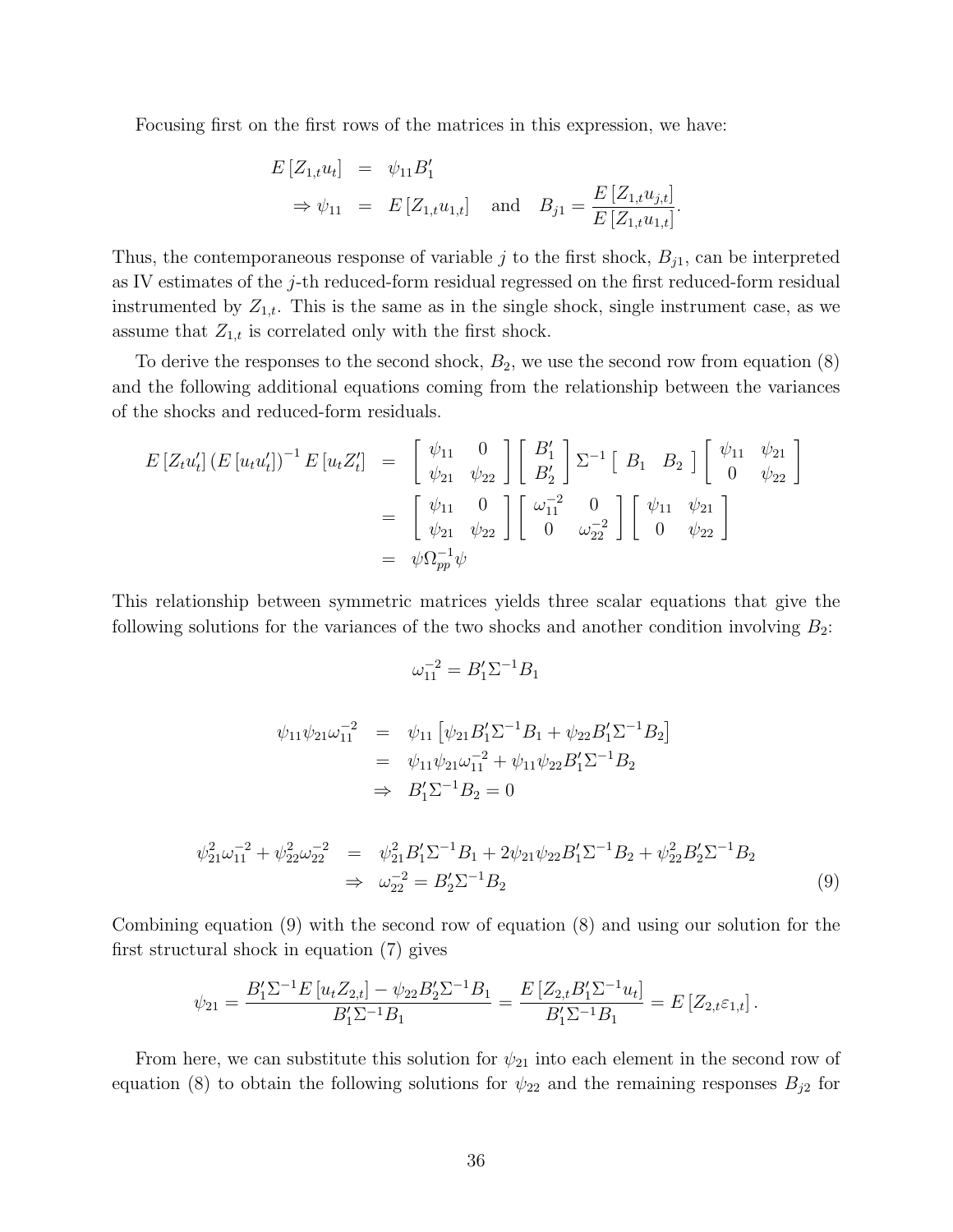Focusing first on the first rows of the matrices in this expression, we have:

$$
\begin{aligned}
E\left[Z_{1,t}u_t\right] &= \psi_{11}B_1' \\
\Rightarrow \psi_{11} &= E\left[Z_{1,t}u_{1,t}\right] \quad \text{and} \quad B_{j1} = \frac{E\left[Z_{1,t}u_{j,t}\right]}{E\left[Z_{1,t}u_{1,t}\right]}.
\end{aligned}
$$

Thus, the contemporaneous response of variable $j$ to the first shock, $B_{j1}$, can be interpreted as IV estimates of the $j$-th reduced-form residual regressed on the first reduced-form residual instrumented by $Z_{1,t}$. This is the same as in the single shock, single instrument case, as we assume that $Z_{1,t}$ is correlated only with the first shock.

To derive the responses to the second shock, $B_2$, we use the second row from equation (8) and the following additional equations coming from the relationship between the variances of the shocks and reduced-form residuals.

$$
\begin{aligned}
E\left[Z_t u_t'\right]\left(E\left[u_t u_t'\right]\right)^{-1} E\left[u_t Z_t'\right] &= \begin{bmatrix} \psi_{11} & 0 \\ \psi_{21} & \psi_{22} \end{bmatrix} \begin{bmatrix} B_1' \\ B_2' \end{bmatrix} \Sigma^{-1} \begin{bmatrix} B_1 & B_2 \end{bmatrix} \begin{bmatrix} \psi_{11} & \psi_{21} \\ 0 & \psi_{22} \end{bmatrix} \\
&= \begin{bmatrix} \psi_{11} & 0 \\ \psi_{21} & \psi_{22} \end{bmatrix} \begin{bmatrix} \omega_{11}^{-2} & 0 \\ 0 & \omega_{22}^{-2} \end{bmatrix} \begin{bmatrix} \psi_{11} & \psi_{21} \\ 0 & \psi_{22} \end{bmatrix} \\
&= \psi \Omega_{pp}^{-1} \psi
\end{aligned}
$$

This relationship between symmetric matrices yields three scalar equations that give the following solutions for the variances of the two shocks and another condition involving $B_2$:

$$
\omega_{11}^{-2} = B_1'\Sigma^{-1}B_1
$$

$$
\begin{aligned}
\psi_{11}\psi_{21}\omega_{11}^{-2} &= \psi_{11}\left[\psi_{21}B_1'\Sigma^{-1}B_1 + \psi_{22}B_1'\Sigma^{-1}B_2\right] \\
&= \psi_{11}\psi_{21}\omega_{11}^{-2} + \psi_{11}\psi_{22}B_1'\Sigma^{-1}B_2 \\
&\Rightarrow \; B_1'\Sigma^{-1}B_2 = 0
\end{aligned}
$$

$$
\begin{aligned}
\psi_{21}^2\omega_{11}^{-2} + \psi_{22}^2\omega_{22}^{-2} &= \psi_{21}^2 B_1'\Sigma^{-1}B_1 + 2\psi_{21}\psi_{22}B_1'\Sigma^{-1}B_2 + \psi_{22}^2 B_2'\Sigma^{-1}B_2 \\
&\Rightarrow \; \omega_{22}^{-2} = B_2'\Sigma^{-1}B_2
\end{aligned} \tag{9}
$$

Combining equation (9) with the second row of equation (8) and using our solution for the first structural shock in equation (7) gives

$$
\psi_{21} = \frac{B_1'\Sigma^{-1}E\left[u_t Z_{2,t}\right] - \psi_{22}B_2'\Sigma^{-1}B_1}{B_1'\Sigma^{-1}B_1} = \frac{E\left[Z_{2,t}B_1'\Sigma^{-1}u_t\right]}{B_1'\Sigma^{-1}B_1} = E\left[Z_{2,t}\varepsilon_{1,t}\right].
$$

From here, we can substitute this solution for $\psi_{21}$ into each element in the second row of equation (8) to obtain the following solutions for $\psi_{22}$ and the remaining responses $B_{j2}$ for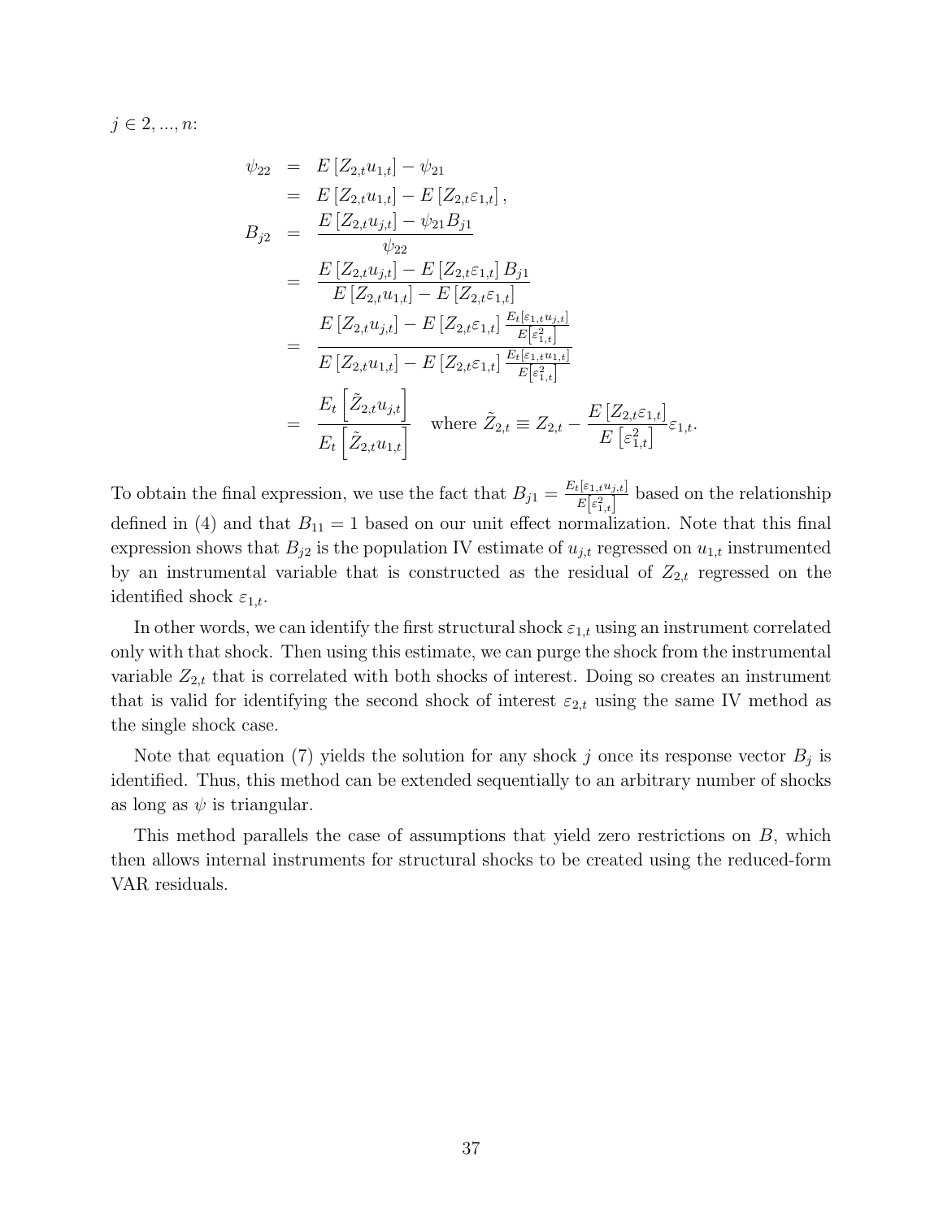$j \in 2, ..., n$:

$$
\begin{aligned}
\psi_{22} &= E\left[Z_{2,t}u_{1,t}\right] - \psi_{21} \\
&= E\left[Z_{2,t}u_{1,t}\right] - E\left[Z_{2,t}\varepsilon_{1,t}\right], \\
B_{j2} &= \frac{E\left[Z_{2,t}u_{j,t}\right] - \psi_{21}B_{j1}}{\psi_{22}} \\
&= \frac{E\left[Z_{2,t}u_{j,t}\right] - E\left[Z_{2,t}\varepsilon_{1,t}\right]B_{j1}}{E\left[Z_{2,t}u_{1,t}\right] - E\left[Z_{2,t}\varepsilon_{1,t}\right]} \\
&= \frac{E\left[Z_{2,t}u_{j,t}\right] - E\left[Z_{2,t}\varepsilon_{1,t}\right]\frac{E_t\left[\varepsilon_{1,t}u_{j,t}\right]}{E\left[\varepsilon_{1,t}^2\right]}}{E\left[Z_{2,t}u_{1,t}\right] - E\left[Z_{2,t}\varepsilon_{1,t}\right]\frac{E_t\left[\varepsilon_{1,t}u_{1,t}\right]}{E\left[\varepsilon_{1,t}^2\right]}} \\
&= \frac{E_t\left[\tilde{Z}_{2,t}u_{j,t}\right]}{E_t\left[\tilde{Z}_{2,t}u_{1,t}\right]} \quad \text{where } \tilde{Z}_{2,t} \equiv Z_{2,t} - \frac{E\left[Z_{2,t}\varepsilon_{1,t}\right]}{E\left[\varepsilon_{1,t}^2\right]}\varepsilon_{1,t}.
\end{aligned}
$$

To obtain the final expression, we use the fact that $B_{j1} = \frac{E_t[\varepsilon_{1,t}u_{j,t}]}{E\left[\varepsilon_{1,t}^2\right]}$ based on the relationship defined in (4) and that $B_{11} = 1$ based on our unit effect normalization. Note that this final expression shows that $B_{j2}$ is the population IV estimate of $u_{j,t}$ regressed on $u_{1,t}$ instrumented by an instrumental variable that is constructed as the residual of $Z_{2,t}$ regressed on the identified shock $\varepsilon_{1,t}$.

In other words, we can identify the first structural shock $\varepsilon_{1,t}$ using an instrument correlated only with that shock. Then using this estimate, we can purge the shock from the instrumental variable $Z_{2,t}$ that is correlated with both shocks of interest. Doing so creates an instrument that is valid for identifying the second shock of interest $\varepsilon_{2,t}$ using the same IV method as the single shock case.

Note that equation (7) yields the solution for any shock $j$ once its response vector $B_j$ is identified. Thus, this method can be extended sequentially to an arbitrary number of shocks as long as $\psi$ is triangular.

This method parallels the case of assumptions that yield zero restrictions on $B$, which then allows internal instruments for structural shocks to be created using the reduced-form VAR residuals.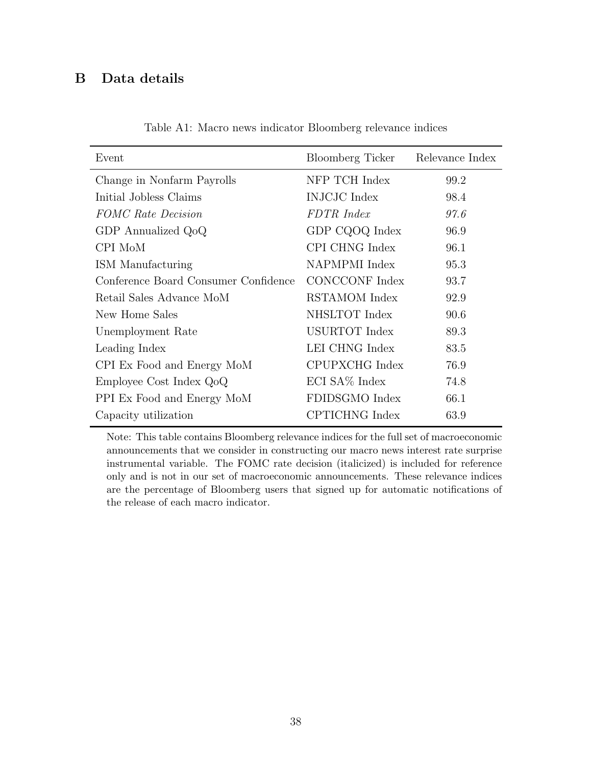# B Data details

Table A1: Macro news indicator Bloomberg relevance indices

| Event | Bloomberg Ticker | Relevance Index |
|---|---|---|
| Change in Nonfarm Payrolls | NFP TCH Index | 99.2 |
| Initial Jobless Claims | INJCJC Index | 98.4 |
| *FOMC Rate Decision* | *FDTR Index* | *97.6* |
| GDP Annualized QoQ | GDP CQOQ Index | 96.9 |
| CPI MoM | CPI CHNG Index | 96.1 |
| ISM Manufacturing | NAPMPMI Index | 95.3 |
| Conference Board Consumer Confidence | CONCCONF Index | 93.7 |
| Retail Sales Advance MoM | RSTAMOM Index | 92.9 |
| New Home Sales | NHSLTOT Index | 90.6 |
| Unemployment Rate | USURTOT Index | 89.3 |
| Leading Index | LEI CHNG Index | 83.5 |
| CPI Ex Food and Energy MoM | CPUPXCHG Index | 76.9 |
| Employee Cost Index QoQ | ECI SA% Index | 74.8 |
| PPI Ex Food and Energy MoM | FDIDSGMO Index | 66.1 |
| Capacity utilization | CPTICHNG Index | 63.9 |

Note: This table contains Bloomberg relevance indices for the full set of macroeconomic announcements that we consider in constructing our macro news interest rate surprise instrumental variable. The FOMC rate decision (italicized) is included for reference only and is not in our set of macroeconomic announcements. These relevance indices are the percentage of Bloomberg users that signed up for automatic notifications of the release of each macro indicator.